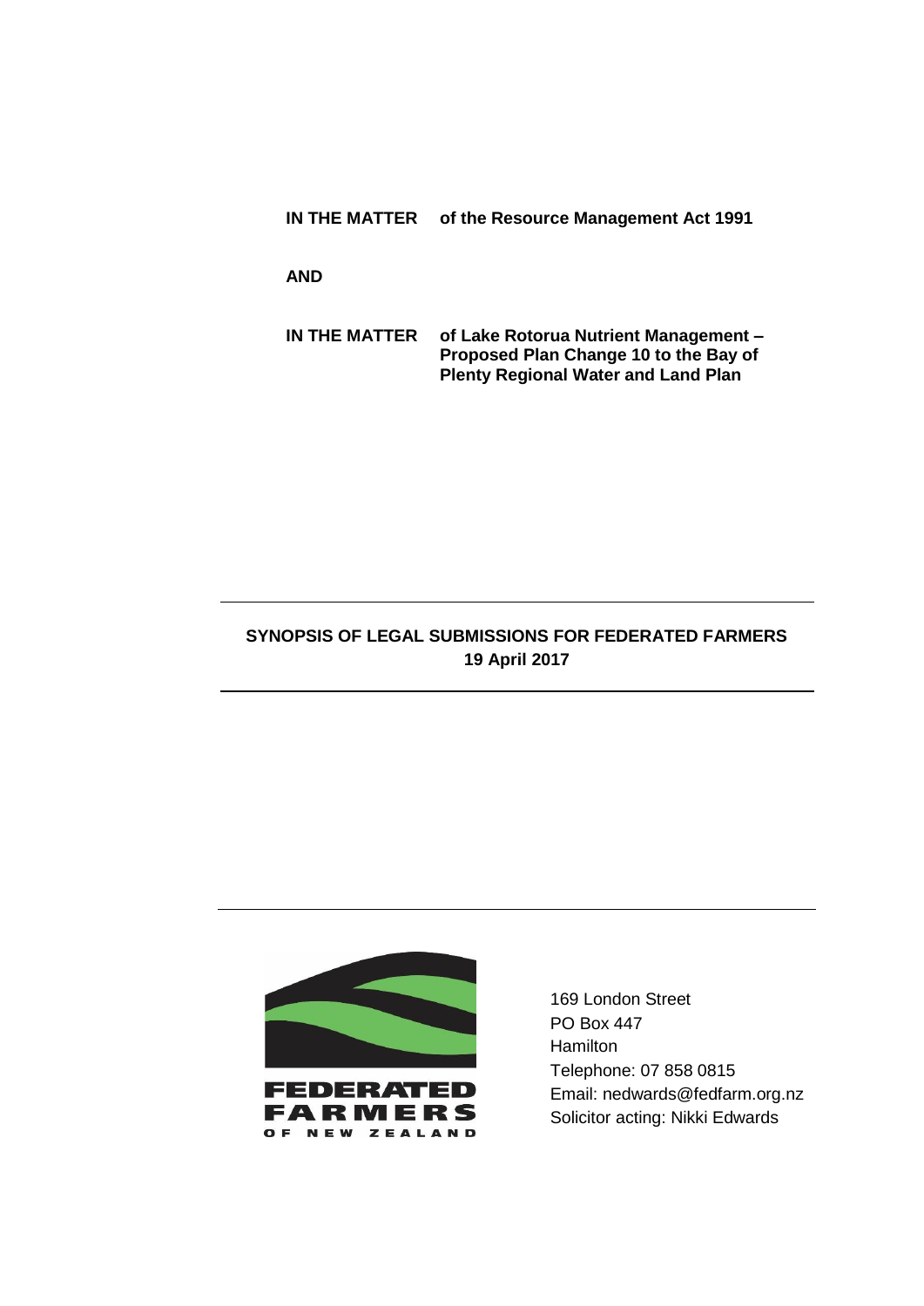**IN THE MATTER** **of the Resource Management Act 1991**

**AND**

**IN THE MATTER** **of Lake Rotorua Nutrient Management – Proposed Plan Change 10 to the Bay of Plenty Regional Water and Land Plan**

---

**SYNOPSIS OF LEGAL SUBMISSIONS FOR FEDERATED FARMERS**
**19 April 2017**

---

FEDERATED FARMERS OF NEW ZEALAND

169 London Street
PO Box 447
Hamilton
Telephone: 07 858 0815
Email: nedwards@fedfarm.org.nz
Solicitor acting: Nikki Edwards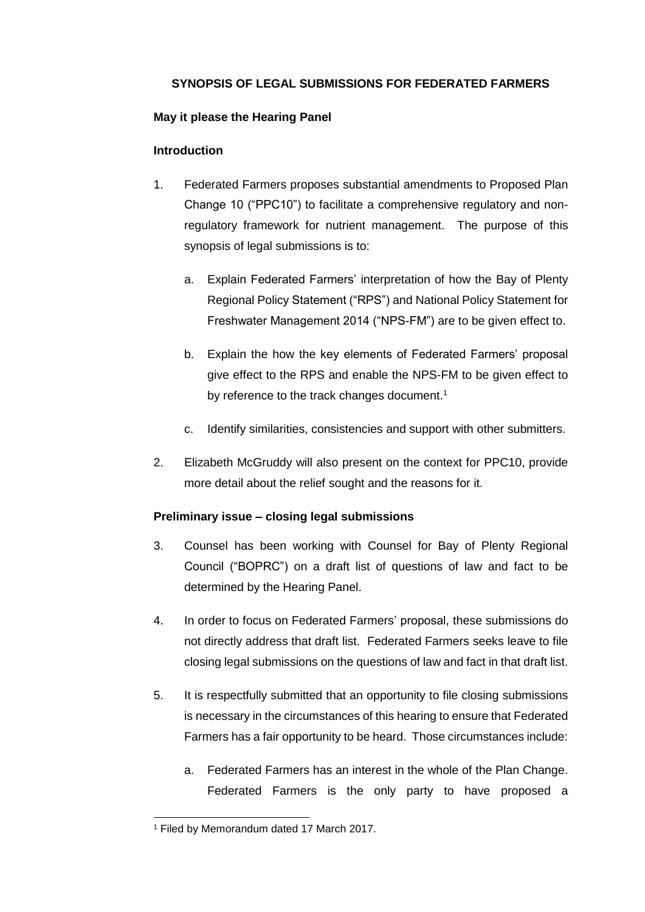**SYNOPSIS OF LEGAL SUBMISSIONS FOR FEDERATED FARMERS**

**May it please the Hearing Panel**

**Introduction**

1. Federated Farmers proposes substantial amendments to Proposed Plan Change 10 ("PPC10") to facilitate a comprehensive regulatory and non-regulatory framework for nutrient management. The purpose of this synopsis of legal submissions is to:

   a. Explain Federated Farmers' interpretation of how the Bay of Plenty Regional Policy Statement ("RPS") and National Policy Statement for Freshwater Management 2014 ("NPS-FM") are to be given effect to.

   b. Explain the how the key elements of Federated Farmers' proposal give effect to the RPS and enable the NPS-FM to be given effect to by reference to the track changes document.[1]

   c. Identify similarities, consistencies and support with other submitters.

2. Elizabeth McGruddy will also present on the context for PPC10, provide more detail about the relief sought and the reasons for it.

**Preliminary issue – closing legal submissions**

3. Counsel has been working with Counsel for Bay of Plenty Regional Council ("BOPRC") on a draft list of questions of law and fact to be determined by the Hearing Panel.

4. In order to focus on Federated Farmers' proposal, these submissions do not directly address that draft list. Federated Farmers seeks leave to file closing legal submissions on the questions of law and fact in that draft list.

5. It is respectfully submitted that an opportunity to file closing submissions is necessary in the circumstances of this hearing to ensure that Federated Farmers has a fair opportunity to be heard. Those circumstances include:

   a. Federated Farmers has an interest in the whole of the Plan Change. Federated Farmers is the only party to have proposed a

[1] Filed by Memorandum dated 17 March 2017.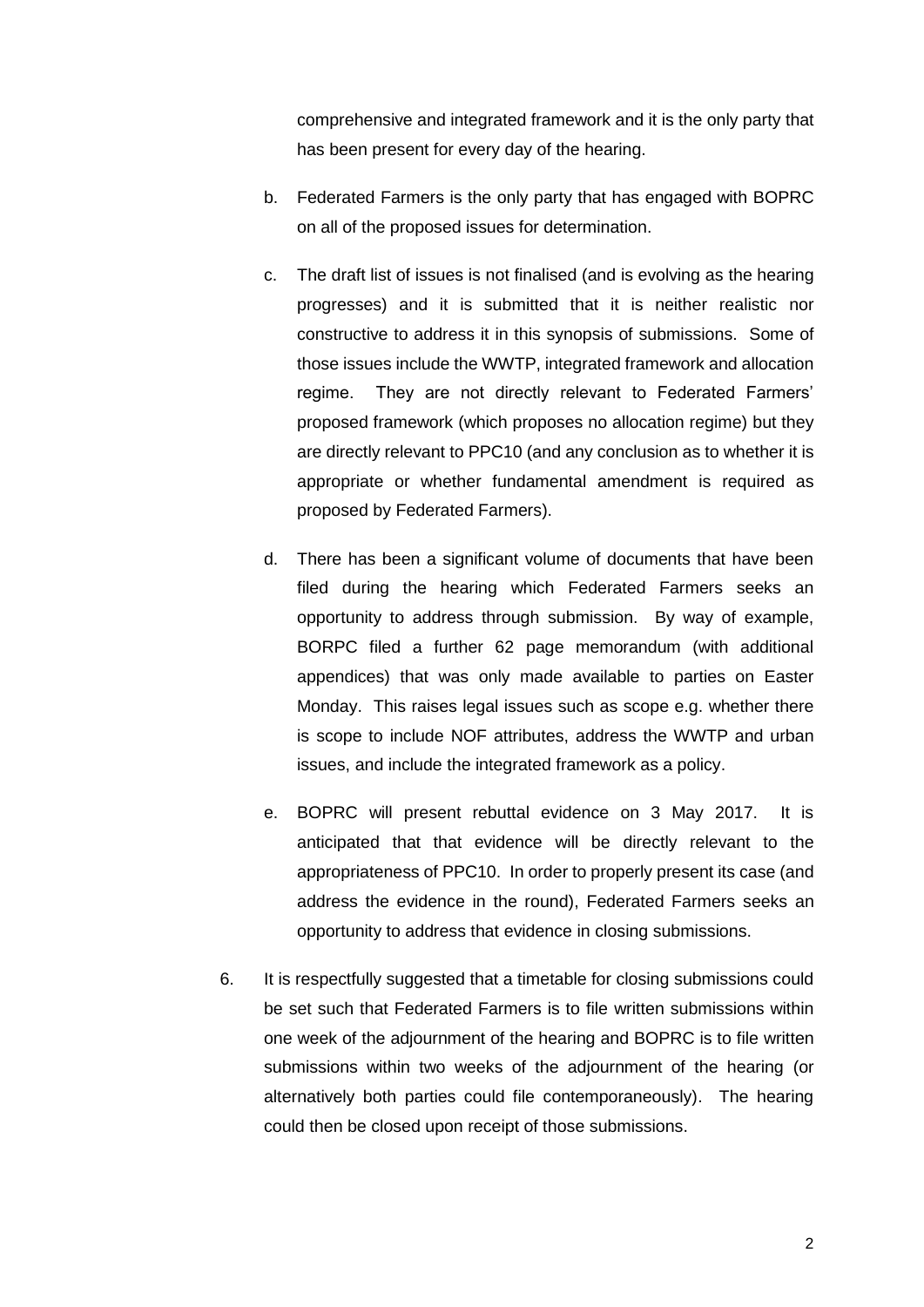comprehensive and integrated framework and it is the only party that has been present for every day of the hearing.

b. Federated Farmers is the only party that has engaged with BOPRC on all of the proposed issues for determination.

c. The draft list of issues is not finalised (and is evolving as the hearing progresses) and it is submitted that it is neither realistic nor constructive to address it in this synopsis of submissions. Some of those issues include the WWTP, integrated framework and allocation regime. They are not directly relevant to Federated Farmers' proposed framework (which proposes no allocation regime) but they are directly relevant to PPC10 (and any conclusion as to whether it is appropriate or whether fundamental amendment is required as proposed by Federated Farmers).

d. There has been a significant volume of documents that have been filed during the hearing which Federated Farmers seeks an opportunity to address through submission. By way of example, BORPC filed a further 62 page memorandum (with additional appendices) that was only made available to parties on Easter Monday. This raises legal issues such as scope e.g. whether there is scope to include NOF attributes, address the WWTP and urban issues, and include the integrated framework as a policy.

e. BOPRC will present rebuttal evidence on 3 May 2017. It is anticipated that that evidence will be directly relevant to the appropriateness of PPC10. In order to properly present its case (and address the evidence in the round), Federated Farmers seeks an opportunity to address that evidence in closing submissions.

6. It is respectfully suggested that a timetable for closing submissions could be set such that Federated Farmers is to file written submissions within one week of the adjournment of the hearing and BOPRC is to file written submissions within two weeks of the adjournment of the hearing (or alternatively both parties could file contemporaneously). The hearing could then be closed upon receipt of those submissions.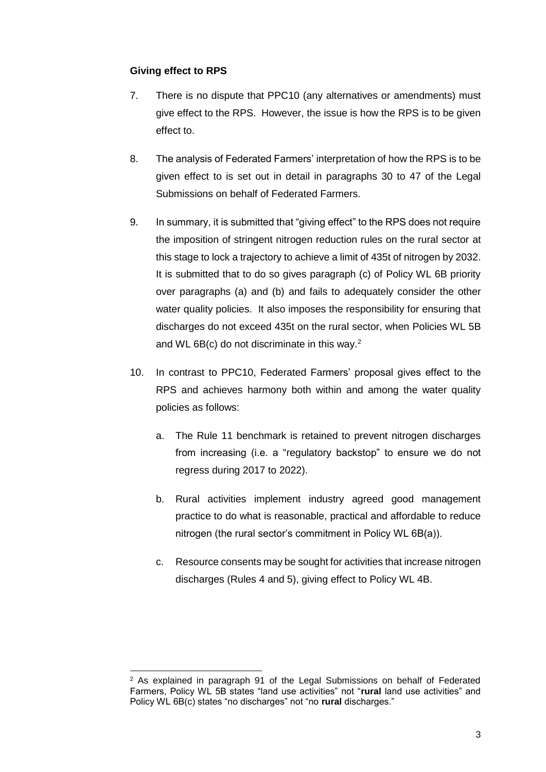**Giving effect to RPS**

7. There is no dispute that PPC10 (any alternatives or amendments) must give effect to the RPS. However, the issue is how the RPS is to be given effect to.

8. The analysis of Federated Farmers' interpretation of how the RPS is to be given effect to is set out in detail in paragraphs 30 to 47 of the Legal Submissions on behalf of Federated Farmers.

9. In summary, it is submitted that "giving effect" to the RPS does not require the imposition of stringent nitrogen reduction rules on the rural sector at this stage to lock a trajectory to achieve a limit of 435t of nitrogen by 2032. It is submitted that to do so gives paragraph (c) of Policy WL 6B priority over paragraphs (a) and (b) and fails to adequately consider the other water quality policies. It also imposes the responsibility for ensuring that discharges do not exceed 435t on the rural sector, when Policies WL 5B and WL 6B(c) do not discriminate in this way.[2]

10. In contrast to PPC10, Federated Farmers' proposal gives effect to the RPS and achieves harmony both within and among the water quality policies as follows:

    a. The Rule 11 benchmark is retained to prevent nitrogen discharges from increasing (i.e. a "regulatory backstop" to ensure we do not regress during 2017 to 2022).

    b. Rural activities implement industry agreed good management practice to do what is reasonable, practical and affordable to reduce nitrogen (the rural sector's commitment in Policy WL 6B(a)).

    c. Resource consents may be sought for activities that increase nitrogen discharges (Rules 4 and 5), giving effect to Policy WL 4B.

---

[2] As explained in paragraph 91 of the Legal Submissions on behalf of Federated Farmers, Policy WL 5B states "land use activities" not "**rural** land use activities" and Policy WL 6B(c) states "no discharges" not "no **rural** discharges."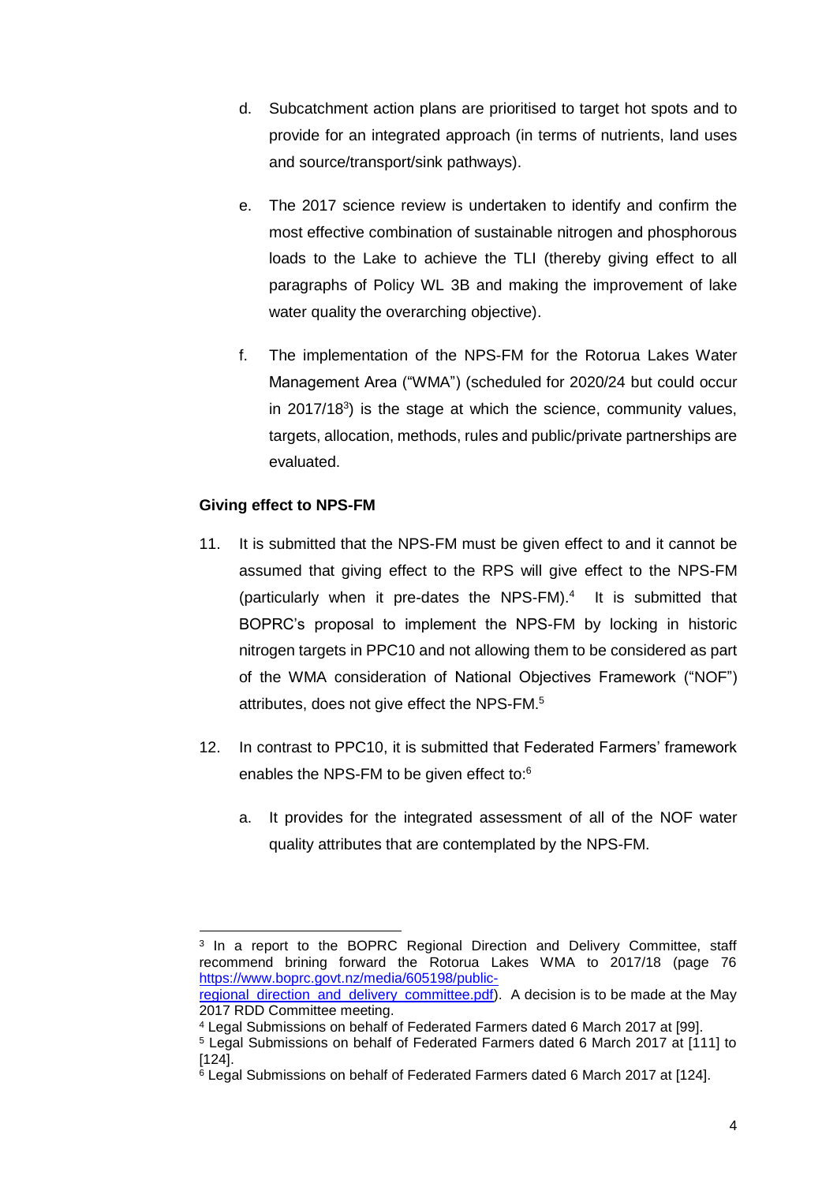d. Subcatchment action plans are prioritised to target hot spots and to provide for an integrated approach (in terms of nutrients, land uses and source/transport/sink pathways).

e. The 2017 science review is undertaken to identify and confirm the most effective combination of sustainable nitrogen and phosphorous loads to the Lake to achieve the TLI (thereby giving effect to all paragraphs of Policy WL 3B and making the improvement of lake water quality the overarching objective).

f. The implementation of the NPS-FM for the Rotorua Lakes Water Management Area ("WMA") (scheduled for 2020/24 but could occur in 2017/18[3]) is the stage at which the science, community values, targets, allocation, methods, rules and public/private partnerships are evaluated.

**Giving effect to NPS-FM**

11. It is submitted that the NPS-FM must be given effect to and it cannot be assumed that giving effect to the RPS will give effect to the NPS-FM (particularly when it pre-dates the NPS-FM).[4] It is submitted that BOPRC's proposal to implement the NPS-FM by locking in historic nitrogen targets in PPC10 and not allowing them to be considered as part of the WMA consideration of National Objectives Framework ("NOF") attributes, does not give effect the NPS-FM.[5]

12. In contrast to PPC10, it is submitted that Federated Farmers' framework enables the NPS-FM to be given effect to:[6]

    a. It provides for the integrated assessment of all of the NOF water quality attributes that are contemplated by the NPS-FM.

---

[3] In a report to the BOPRC Regional Direction and Delivery Committee, staff recommend bringing forward the Rotorua Lakes WMA to 2017/18 (page 76 https://www.boprc.govt.nz/media/605198/public-regional_direction_and_delivery_committee.pdf). A decision is to be made at the May 2017 RDD Committee meeting.

[4] Legal Submissions on behalf of Federated Farmers dated 6 March 2017 at [99].

[5] Legal Submissions on behalf of Federated Farmers dated 6 March 2017 at [111] to [124].

[6] Legal Submissions on behalf of Federated Farmers dated 6 March 2017 at [124].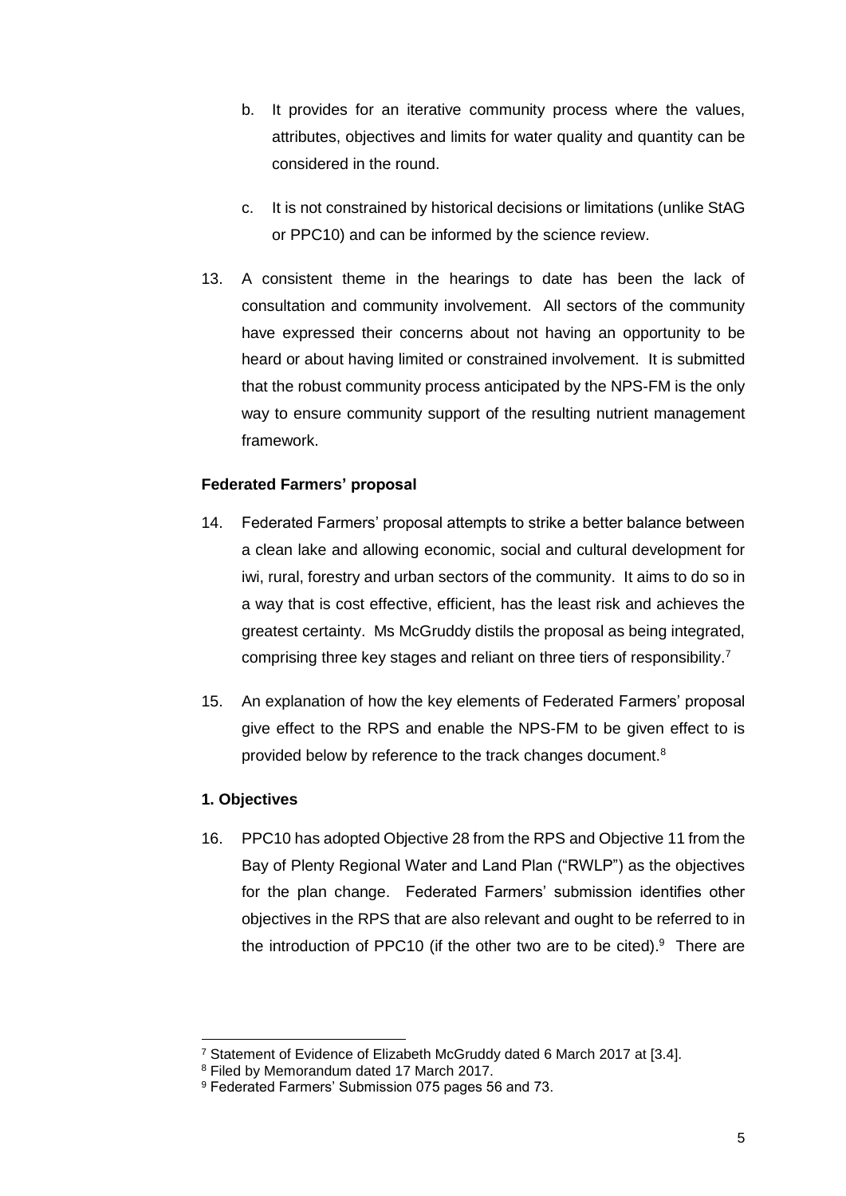b. It provides for an iterative community process where the values, attributes, objectives and limits for water quality and quantity can be considered in the round.

c. It is not constrained by historical decisions or limitations (unlike StAG or PPC10) and can be informed by the science review.

13. A consistent theme in the hearings to date has been the lack of consultation and community involvement. All sectors of the community have expressed their concerns about not having an opportunity to be heard or about having limited or constrained involvement. It is submitted that the robust community process anticipated by the NPS-FM is the only way to ensure community support of the resulting nutrient management framework.

**Federated Farmers' proposal**

14. Federated Farmers' proposal attempts to strike a better balance between a clean lake and allowing economic, social and cultural development for iwi, rural, forestry and urban sectors of the community. It aims to do so in a way that is cost effective, efficient, has the least risk and achieves the greatest certainty. Ms McGruddy distils the proposal as being integrated, comprising three key stages and reliant on three tiers of responsibility.[7]

15. An explanation of how the key elements of Federated Farmers' proposal give effect to the RPS and enable the NPS-FM to be given effect to is provided below by reference to the track changes document.[8]

**1. Objectives**

16. PPC10 has adopted Objective 28 from the RPS and Objective 11 from the Bay of Plenty Regional Water and Land Plan ("RWLP") as the objectives for the plan change. Federated Farmers' submission identifies other objectives in the RPS that are also relevant and ought to be referred to in the introduction of PPC10 (if the other two are to be cited).[9] There are

---

[7] Statement of Evidence of Elizabeth McGruddy dated 6 March 2017 at [3.4].

[8] Filed by Memorandum dated 17 March 2017.

[9] Federated Farmers' Submission 075 pages 56 and 73.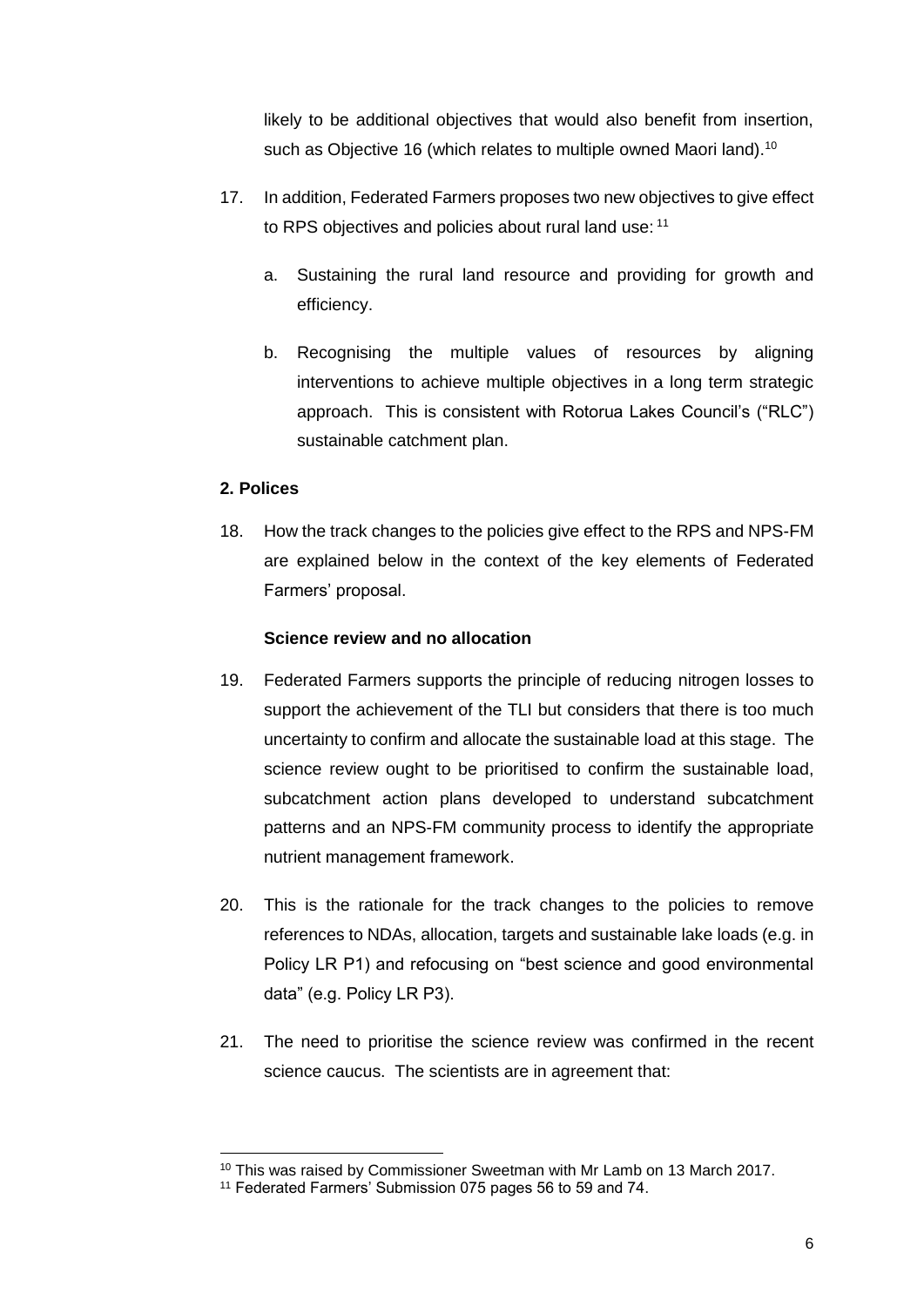likely to be additional objectives that would also benefit from insertion, such as Objective 16 (which relates to multiple owned Maori land).[10]

17. In addition, Federated Farmers proposes two new objectives to give effect to RPS objectives and policies about rural land use: [11]

    a. Sustaining the rural land resource and providing for growth and efficiency.

    b. Recognising the multiple values of resources by aligning interventions to achieve multiple objectives in a long term strategic approach. This is consistent with Rotorua Lakes Council's ("RLC") sustainable catchment plan.

**2. Polices**

18. How the track changes to the policies give effect to the RPS and NPS-FM are explained below in the context of the key elements of Federated Farmers' proposal.

**Science review and no allocation**

19. Federated Farmers supports the principle of reducing nitrogen losses to support the achievement of the TLI but considers that there is too much uncertainty to confirm and allocate the sustainable load at this stage. The science review ought to be prioritised to confirm the sustainable load, subcatchment action plans developed to understand subcatchment patterns and an NPS-FM community process to identify the appropriate nutrient management framework.

20. This is the rationale for the track changes to the policies to remove references to NDAs, allocation, targets and sustainable lake loads (e.g. in Policy LR P1) and refocusing on "best science and good environmental data" (e.g. Policy LR P3).

21. The need to prioritise the science review was confirmed in the recent science caucus. The scientists are in agreement that:

---

[10] This was raised by Commissioner Sweetman with Mr Lamb on 13 March 2017.

[11] Federated Farmers' Submission 075 pages 56 to 59 and 74.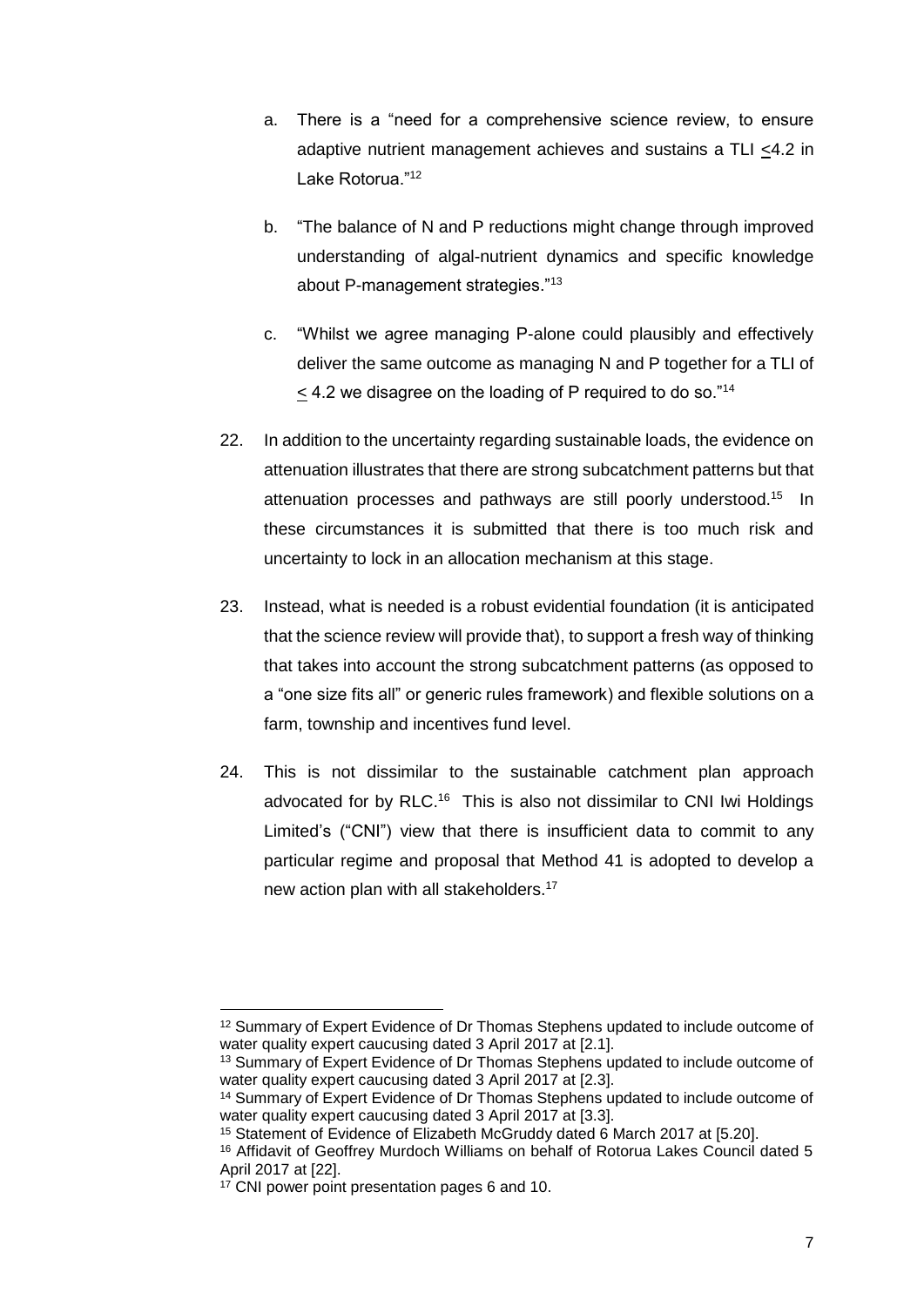a. There is a "need for a comprehensive science review, to ensure adaptive nutrient management achieves and sustains a TLI $\leq$4.2 in Lake Rotorua."[12]

b. "The balance of N and P reductions might change through improved understanding of algal-nutrient dynamics and specific knowledge about P-management strategies."[13]

c. "Whilst we agree managing P-alone could plausibly and effectively deliver the same outcome as managing N and P together for a TLI of $\leq$ 4.2 we disagree on the loading of P required to do so."[14]

22. In addition to the uncertainty regarding sustainable loads, the evidence on attenuation illustrates that there are strong subcatchment patterns but that attenuation processes and pathways are still poorly understood.[15] In these circumstances it is submitted that there is too much risk and uncertainty to lock in an allocation mechanism at this stage.

23. Instead, what is needed is a robust evidential foundation (it is anticipated that the science review will provide that), to support a fresh way of thinking that takes into account the strong subcatchment patterns (as opposed to a "one size fits all" or generic rules framework) and flexible solutions on a farm, township and incentives fund level.

24. This is not dissimilar to the sustainable catchment plan approach advocated for by RLC.[16] This is also not dissimilar to CNI Iwi Holdings Limited's ("CNI") view that there is insufficient data to commit to any particular regime and proposal that Method 41 is adopted to develop a new action plan with all stakeholders.[17]

---

[12] Summary of Expert Evidence of Dr Thomas Stephens updated to include outcome of water quality expert caucusing dated 3 April 2017 at [2.1].

[13] Summary of Expert Evidence of Dr Thomas Stephens updated to include outcome of water quality expert caucusing dated 3 April 2017 at [2.3].

[14] Summary of Expert Evidence of Dr Thomas Stephens updated to include outcome of water quality expert caucusing dated 3 April 2017 at [3.3].

[15] Statement of Evidence of Elizabeth McGruddy dated 6 March 2017 at [5.20].

[16] Affidavit of Geoffrey Murdoch Williams on behalf of Rotorua Lakes Council dated 5 April 2017 at [22].

[17] CNI power point presentation pages 6 and 10.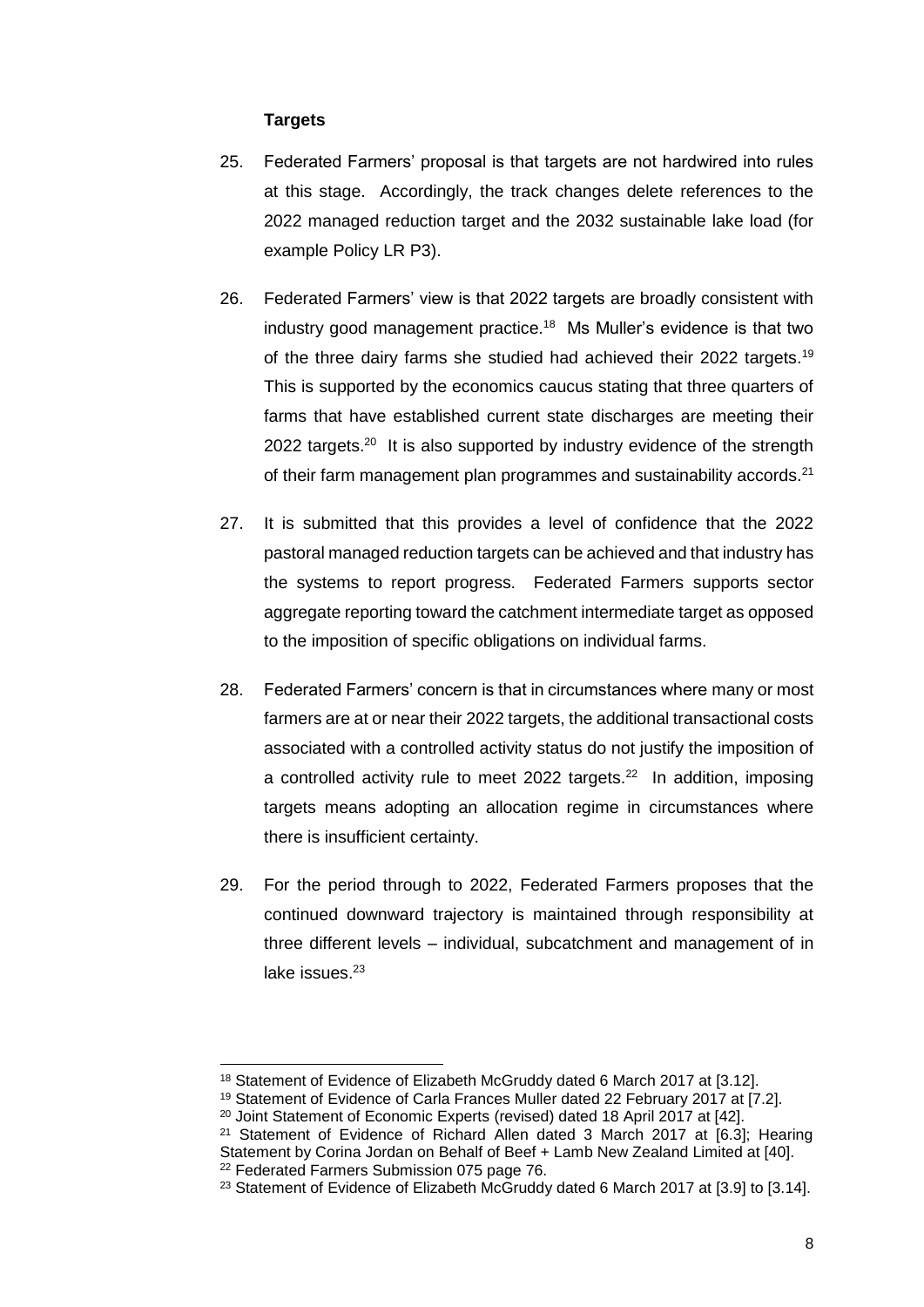**Targets**

25. Federated Farmers' proposal is that targets are not hardwired into rules at this stage. Accordingly, the track changes delete references to the 2022 managed reduction target and the 2032 sustainable lake load (for example Policy LR P3).

26. Federated Farmers' view is that 2022 targets are broadly consistent with industry good management practice.[18] Ms Muller's evidence is that two of the three dairy farms she studied had achieved their 2022 targets.[19] This is supported by the economics caucus stating that three quarters of farms that have established current state discharges are meeting their 2022 targets.[20] It is also supported by industry evidence of the strength of their farm management plan programmes and sustainability accords.[21]

27. It is submitted that this provides a level of confidence that the 2022 pastoral managed reduction targets can be achieved and that industry has the systems to report progress. Federated Farmers supports sector aggregate reporting toward the catchment intermediate target as opposed to the imposition of specific obligations on individual farms.

28. Federated Farmers' concern is that in circumstances where many or most farmers are at or near their 2022 targets, the additional transactional costs associated with a controlled activity status do not justify the imposition of a controlled activity rule to meet 2022 targets.[22] In addition, imposing targets means adopting an allocation regime in circumstances where there is insufficient certainty.

29. For the period through to 2022, Federated Farmers proposes that the continued downward trajectory is maintained through responsibility at three different levels – individual, subcatchment and management of in lake issues.[23]

---

[18] Statement of Evidence of Elizabeth McGruddy dated 6 March 2017 at [3.12].

[19] Statement of Evidence of Carla Frances Muller dated 22 February 2017 at [7.2].

[20] Joint Statement of Economic Experts (revised) dated 18 April 2017 at [42].

[21] Statement of Evidence of Richard Allen dated 3 March 2017 at [6.3]; Hearing Statement by Corina Jordan on Behalf of Beef + Lamb New Zealand Limited at [40].

[22] Federated Farmers Submission 075 page 76.

[23] Statement of Evidence of Elizabeth McGruddy dated 6 March 2017 at [3.9] to [3.14].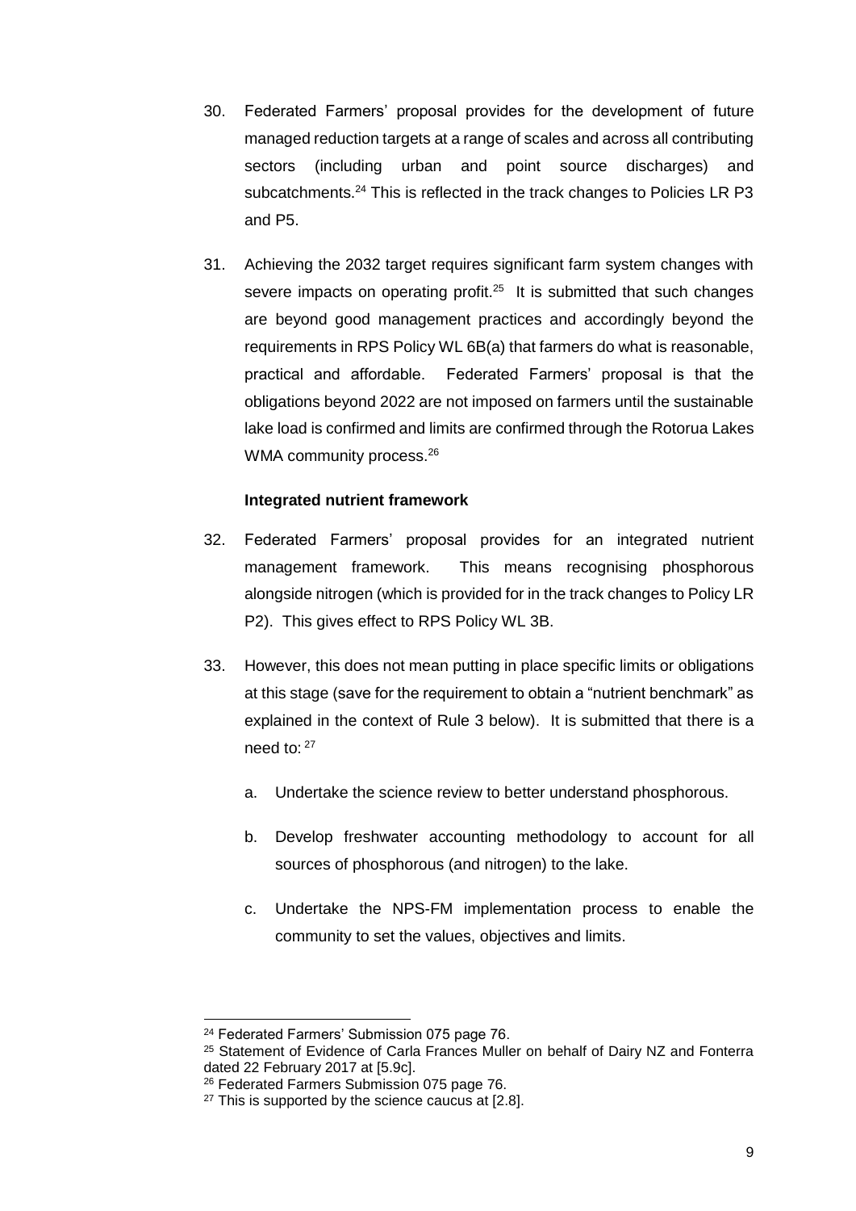30. Federated Farmers' proposal provides for the development of future managed reduction targets at a range of scales and across all contributing sectors (including urban and point source discharges) and subcatchments.[24] This is reflected in the track changes to Policies LR P3 and P5.

31. Achieving the 2032 target requires significant farm system changes with severe impacts on operating profit.[25] It is submitted that such changes are beyond good management practices and accordingly beyond the requirements in RPS Policy WL 6B(a) that farmers do what is reasonable, practical and affordable. Federated Farmers' proposal is that the obligations beyond 2022 are not imposed on farmers until the sustainable lake load is confirmed and limits are confirmed through the Rotorua Lakes WMA community process.[26]

**Integrated nutrient framework**

32. Federated Farmers' proposal provides for an integrated nutrient management framework. This means recognising phosphorous alongside nitrogen (which is provided for in the track changes to Policy LR P2). This gives effect to RPS Policy WL 3B.

33. However, this does not mean putting in place specific limits or obligations at this stage (save for the requirement to obtain a "nutrient benchmark" as explained in the context of Rule 3 below). It is submitted that there is a need to: [27]

    a. Undertake the science review to better understand phosphorous.

    b. Develop freshwater accounting methodology to account for all sources of phosphorous (and nitrogen) to the lake.

    c. Undertake the NPS-FM implementation process to enable the community to set the values, objectives and limits.

---

[24] Federated Farmers' Submission 075 page 76.

[25] Statement of Evidence of Carla Frances Muller on behalf of Dairy NZ and Fonterra dated 22 February 2017 at [5.9c].

[26] Federated Farmers Submission 075 page 76.

[27] This is supported by the science caucus at [2.8].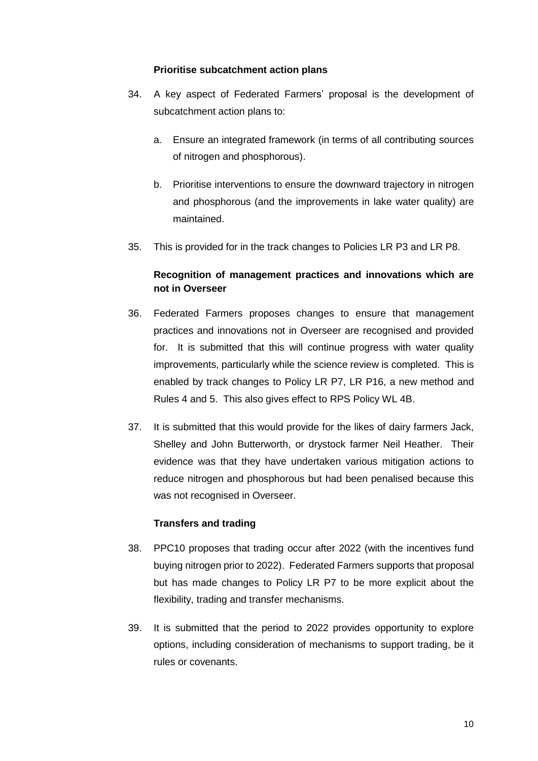**Prioritise subcatchment action plans**

34. A key aspect of Federated Farmers' proposal is the development of subcatchment action plans to:

    a. Ensure an integrated framework (in terms of all contributing sources of nitrogen and phosphorous).

    b. Prioritise interventions to ensure the downward trajectory in nitrogen and phosphorous (and the improvements in lake water quality) are maintained.

35. This is provided for in the track changes to Policies LR P3 and LR P8.

**Recognition of management practices and innovations which are not in Overseer**

36. Federated Farmers proposes changes to ensure that management practices and innovations not in Overseer are recognised and provided for. It is submitted that this will continue progress with water quality improvements, particularly while the science review is completed. This is enabled by track changes to Policy LR P7, LR P16, a new method and Rules 4 and 5. This also gives effect to RPS Policy WL 4B.

37. It is submitted that this would provide for the likes of dairy farmers Jack, Shelley and John Butterworth, or drystock farmer Neil Heather. Their evidence was that they have undertaken various mitigation actions to reduce nitrogen and phosphorous but had been penalised because this was not recognised in Overseer.

**Transfers and trading**

38. PPC10 proposes that trading occur after 2022 (with the incentives fund buying nitrogen prior to 2022). Federated Farmers supports that proposal but has made changes to Policy LR P7 to be more explicit about the flexibility, trading and transfer mechanisms.

39. It is submitted that the period to 2022 provides opportunity to explore options, including consideration of mechanisms to support trading, be it rules or covenants.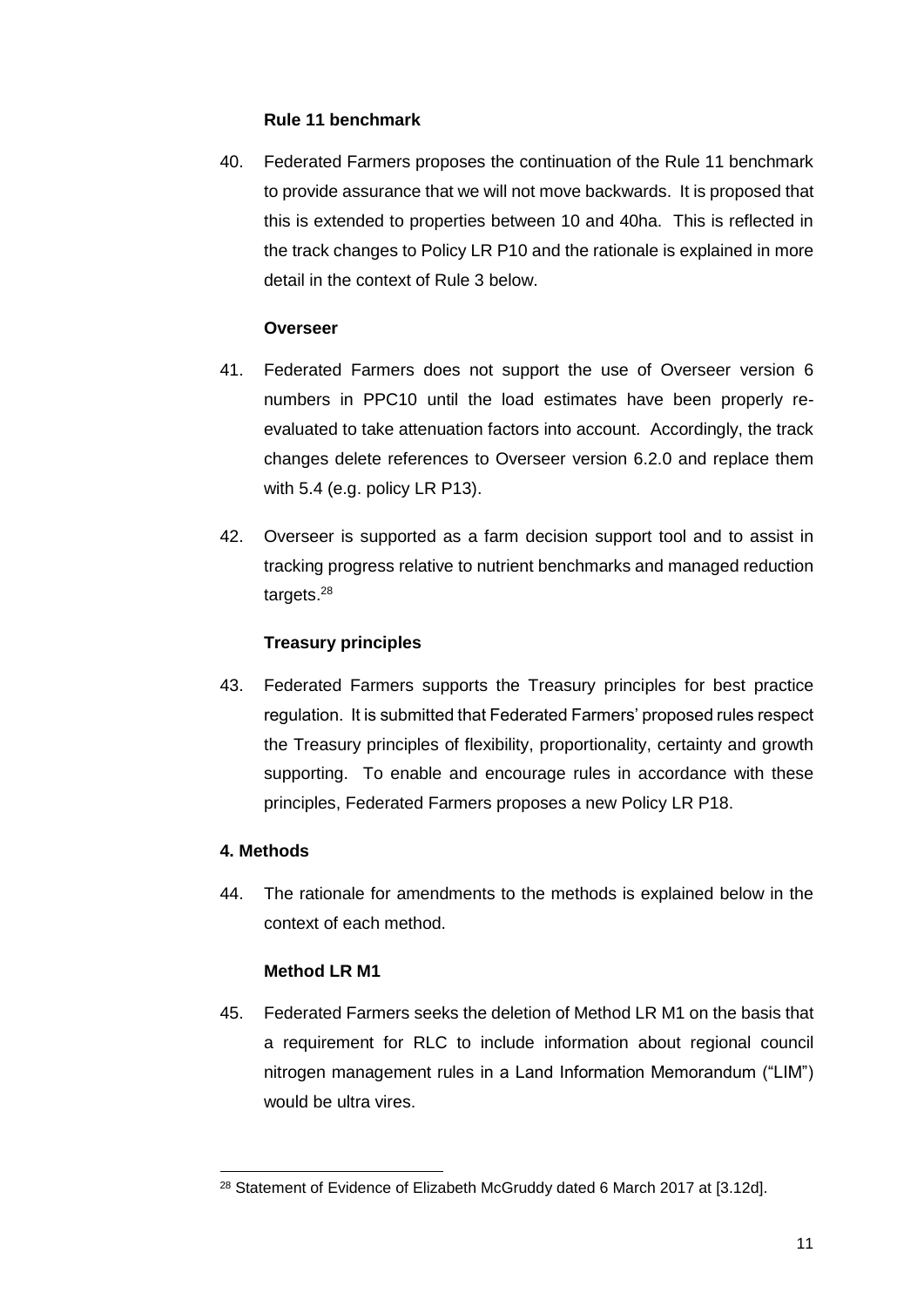### Rule 11 benchmark

40. Federated Farmers proposes the continuation of the Rule 11 benchmark to provide assurance that we will not move backwards. It is proposed that this is extended to properties between 10 and 40ha. This is reflected in the track changes to Policy LR P10 and the rationale is explained in more detail in the context of Rule 3 below.

### Overseer

41. Federated Farmers does not support the use of Overseer version 6 numbers in PPC10 until the load estimates have been properly re-evaluated to take attenuation factors into account. Accordingly, the track changes delete references to Overseer version 6.2.0 and replace them with 5.4 (e.g. policy LR P13).

42. Overseer is supported as a farm decision support tool and to assist in tracking progress relative to nutrient benchmarks and managed reduction targets.[28]

### Treasury principles

43. Federated Farmers supports the Treasury principles for best practice regulation. It is submitted that Federated Farmers' proposed rules respect the Treasury principles of flexibility, proportionality, certainty and growth supporting. To enable and encourage rules in accordance with these principles, Federated Farmers proposes a new Policy LR P18.

## 4. Methods

44. The rationale for amendments to the methods is explained below in the context of each method.

### Method LR M1

45. Federated Farmers seeks the deletion of Method LR M1 on the basis that a requirement for RLC to include information about regional council nitrogen management rules in a Land Information Memorandum ("LIM") would be ultra vires.

---

[28] Statement of Evidence of Elizabeth McGruddy dated 6 March 2017 at [3.12d].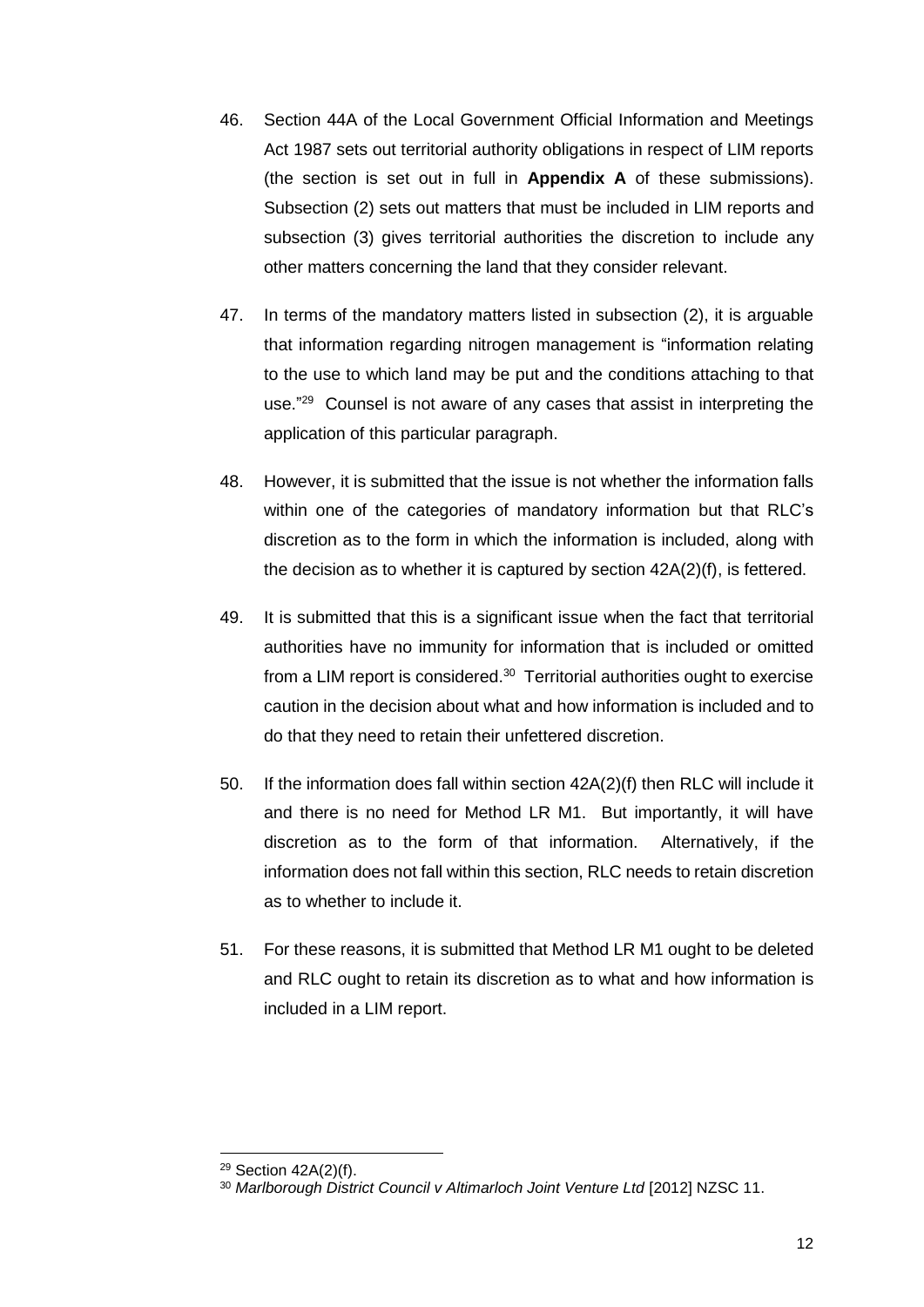46. Section 44A of the Local Government Official Information and Meetings Act 1987 sets out territorial authority obligations in respect of LIM reports (the section is set out in full in **Appendix A** of these submissions). Subsection (2) sets out matters that must be included in LIM reports and subsection (3) gives territorial authorities the discretion to include any other matters concerning the land that they consider relevant.

47. In terms of the mandatory matters listed in subsection (2), it is arguable that information regarding nitrogen management is "information relating to the use to which land may be put and the conditions attaching to that use."[29] Counsel is not aware of any cases that assist in interpreting the application of this particular paragraph.

48. However, it is submitted that the issue is not whether the information falls within one of the categories of mandatory information but that RLC's discretion as to the form in which the information is included, along with the decision as to whether it is captured by section 42A(2)(f), is fettered.

49. It is submitted that this is a significant issue when the fact that territorial authorities have no immunity for information that is included or omitted from a LIM report is considered.[30] Territorial authorities ought to exercise caution in the decision about what and how information is included and to do that they need to retain their unfettered discretion.

50. If the information does fall within section 42A(2)(f) then RLC will include it and there is no need for Method LR M1. But importantly, it will have discretion as to the form of that information. Alternatively, if the information does not fall within this section, RLC needs to retain discretion as to whether to include it.

51. For these reasons, it is submitted that Method LR M1 ought to be deleted and RLC ought to retain its discretion as to what and how information is included in a LIM report.

---

[29] Section 42A(2)(f).

[30] *Marlborough District Council v Altimarloch Joint Venture Ltd* [2012] NZSC 11.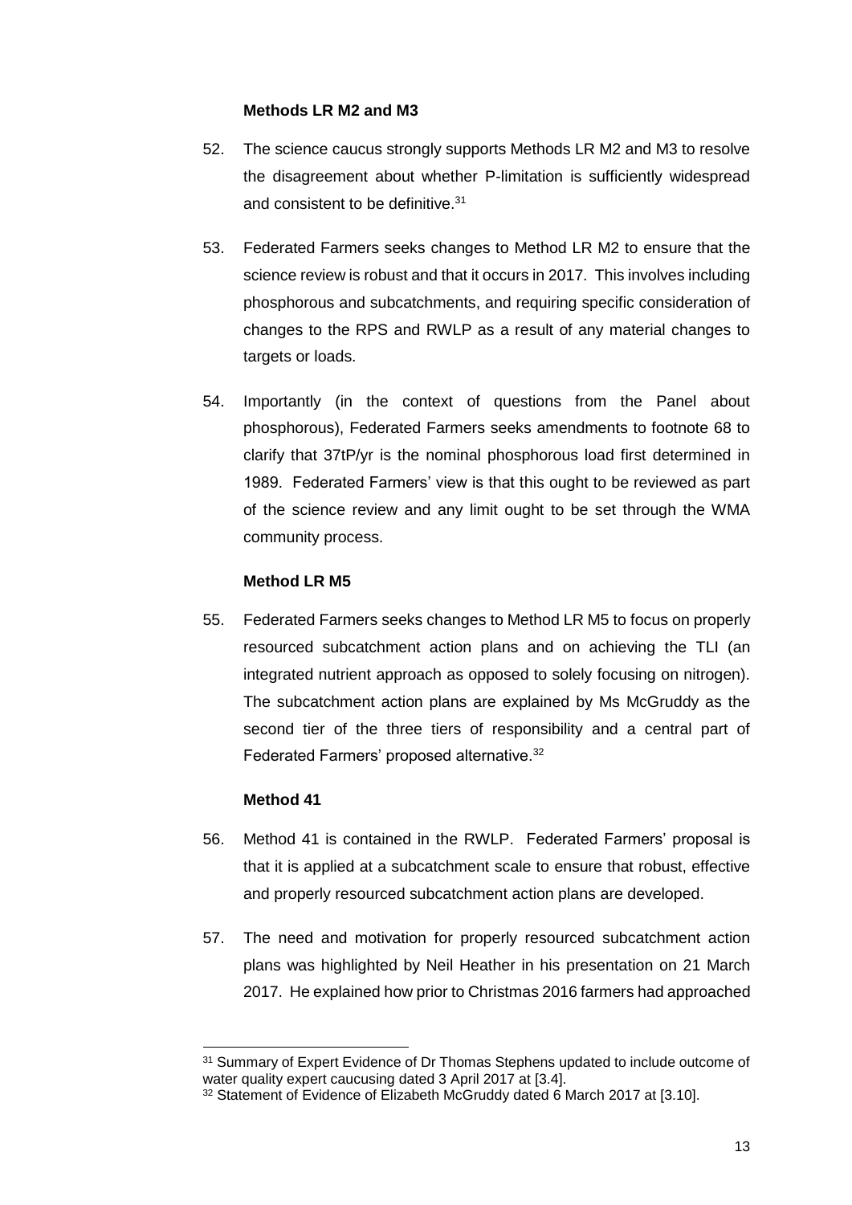### Methods LR M2 and M3

52. The science caucus strongly supports Methods LR M2 and M3 to resolve the disagreement about whether P-limitation is sufficiently widespread and consistent to be definitive.[31]

53. Federated Farmers seeks changes to Method LR M2 to ensure that the science review is robust and that it occurs in 2017. This involves including phosphorous and subcatchments, and requiring specific consideration of changes to the RPS and RWLP as a result of any material changes to targets or loads.

54. Importantly (in the context of questions from the Panel about phosphorous), Federated Farmers seeks amendments to footnote 68 to clarify that 37tP/yr is the nominal phosphorous load first determined in 1989. Federated Farmers' view is that this ought to be reviewed as part of the science review and any limit ought to be set through the WMA community process.

### Method LR M5

55. Federated Farmers seeks changes to Method LR M5 to focus on properly resourced subcatchment action plans and on achieving the TLI (an integrated nutrient approach as opposed to solely focusing on nitrogen). The subcatchment action plans are explained by Ms McGruddy as the second tier of the three tiers of responsibility and a central part of Federated Farmers' proposed alternative.[32]

### Method 41

56. Method 41 is contained in the RWLP. Federated Farmers' proposal is that it is applied at a subcatchment scale to ensure that robust, effective and properly resourced subcatchment action plans are developed.

57. The need and motivation for properly resourced subcatchment action plans was highlighted by Neil Heather in his presentation on 21 March 2017. He explained how prior to Christmas 2016 farmers had approached

[31] Summary of Expert Evidence of Dr Thomas Stephens updated to include outcome of water quality expert caucusing dated 3 April 2017 at [3.4].

[32] Statement of Evidence of Elizabeth McGruddy dated 6 March 2017 at [3.10].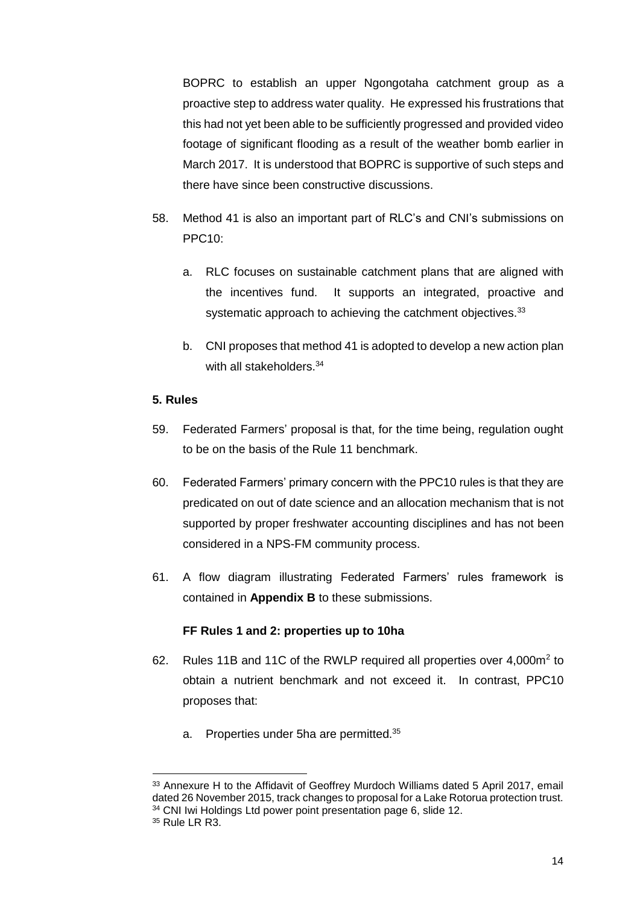BOPRC to establish an upper Ngongotaha catchment group as a proactive step to address water quality. He expressed his frustrations that this had not yet been able to be sufficiently progressed and provided video footage of significant flooding as a result of the weather bomb earlier in March 2017. It is understood that BOPRC is supportive of such steps and there have since been constructive discussions.

58. Method 41 is also an important part of RLC's and CNI's submissions on PPC10:

    a. RLC focuses on sustainable catchment plans that are aligned with the incentives fund. It supports an integrated, proactive and systematic approach to achieving the catchment objectives.[33]

    b. CNI proposes that method 41 is adopted to develop a new action plan with all stakeholders.[34]

**5. Rules**

59. Federated Farmers' proposal is that, for the time being, regulation ought to be on the basis of the Rule 11 benchmark.

60. Federated Farmers' primary concern with the PPC10 rules is that they are predicated on out of date science and an allocation mechanism that is not supported by proper freshwater accounting disciplines and has not been considered in a NPS-FM community process.

61. A flow diagram illustrating Federated Farmers' rules framework is contained in **Appendix B** to these submissions.

**FF Rules 1 and 2: properties up to 10ha**

62. Rules 11B and 11C of the RWLP required all properties over 4,000m$^2$ to obtain a nutrient benchmark and not exceed it. In contrast, PPC10 proposes that:

    a. Properties under 5ha are permitted.[35]

---

[33] Annexure H to the Affidavit of Geoffrey Murdoch Williams dated 5 April 2017, email dated 26 November 2015, track changes to proposal for a Lake Rotorua protection trust.

[34] CNI Iwi Holdings Ltd power point presentation page 6, slide 12.

[35] Rule LR R3.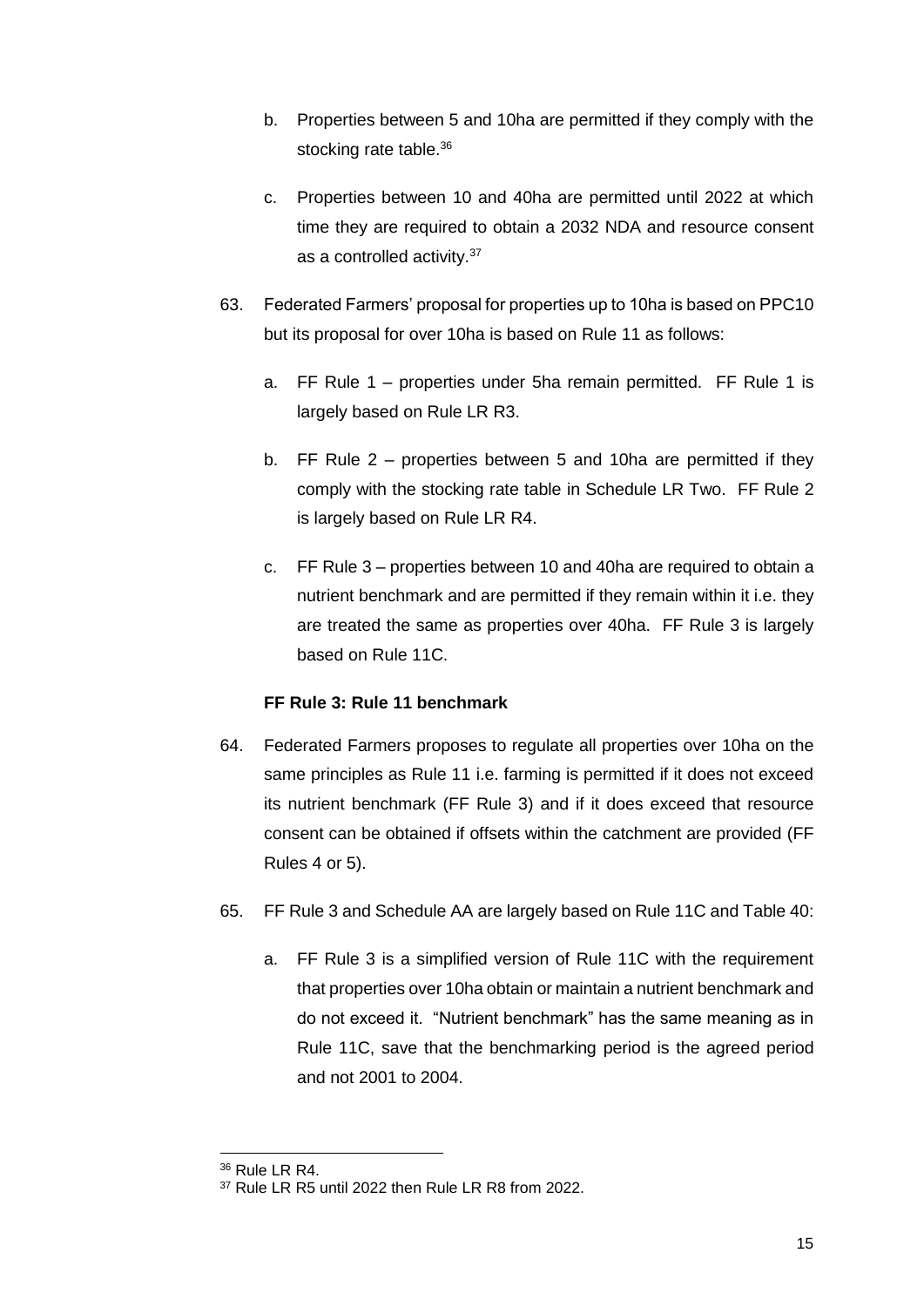b. Properties between 5 and 10ha are permitted if they comply with the stocking rate table.[36]

c. Properties between 10 and 40ha are permitted until 2022 at which time they are required to obtain a 2032 NDA and resource consent as a controlled activity.[37]

63. Federated Farmers' proposal for properties up to 10ha is based on PPC10 but its proposal for over 10ha is based on Rule 11 as follows:

    a. FF Rule 1 – properties under 5ha remain permitted. FF Rule 1 is largely based on Rule LR R3.

    b. FF Rule 2 – properties between 5 and 10ha are permitted if they comply with the stocking rate table in Schedule LR Two. FF Rule 2 is largely based on Rule LR R4.

    c. FF Rule 3 – properties between 10 and 40ha are required to obtain a nutrient benchmark and are permitted if they remain within it i.e. they are treated the same as properties over 40ha. FF Rule 3 is largely based on Rule 11C.

**FF Rule 3: Rule 11 benchmark**

64. Federated Farmers proposes to regulate all properties over 10ha on the same principles as Rule 11 i.e. farming is permitted if it does not exceed its nutrient benchmark (FF Rule 3) and if it does exceed that resource consent can be obtained if offsets within the catchment are provided (FF Rules 4 or 5).

65. FF Rule 3 and Schedule AA are largely based on Rule 11C and Table 40:

    a. FF Rule 3 is a simplified version of Rule 11C with the requirement that properties over 10ha obtain or maintain a nutrient benchmark and do not exceed it. "Nutrient benchmark" has the same meaning as in Rule 11C, save that the benchmarking period is the agreed period and not 2001 to 2004.

---

[36] Rule LR R4.

[37] Rule LR R5 until 2022 then Rule LR R8 from 2022.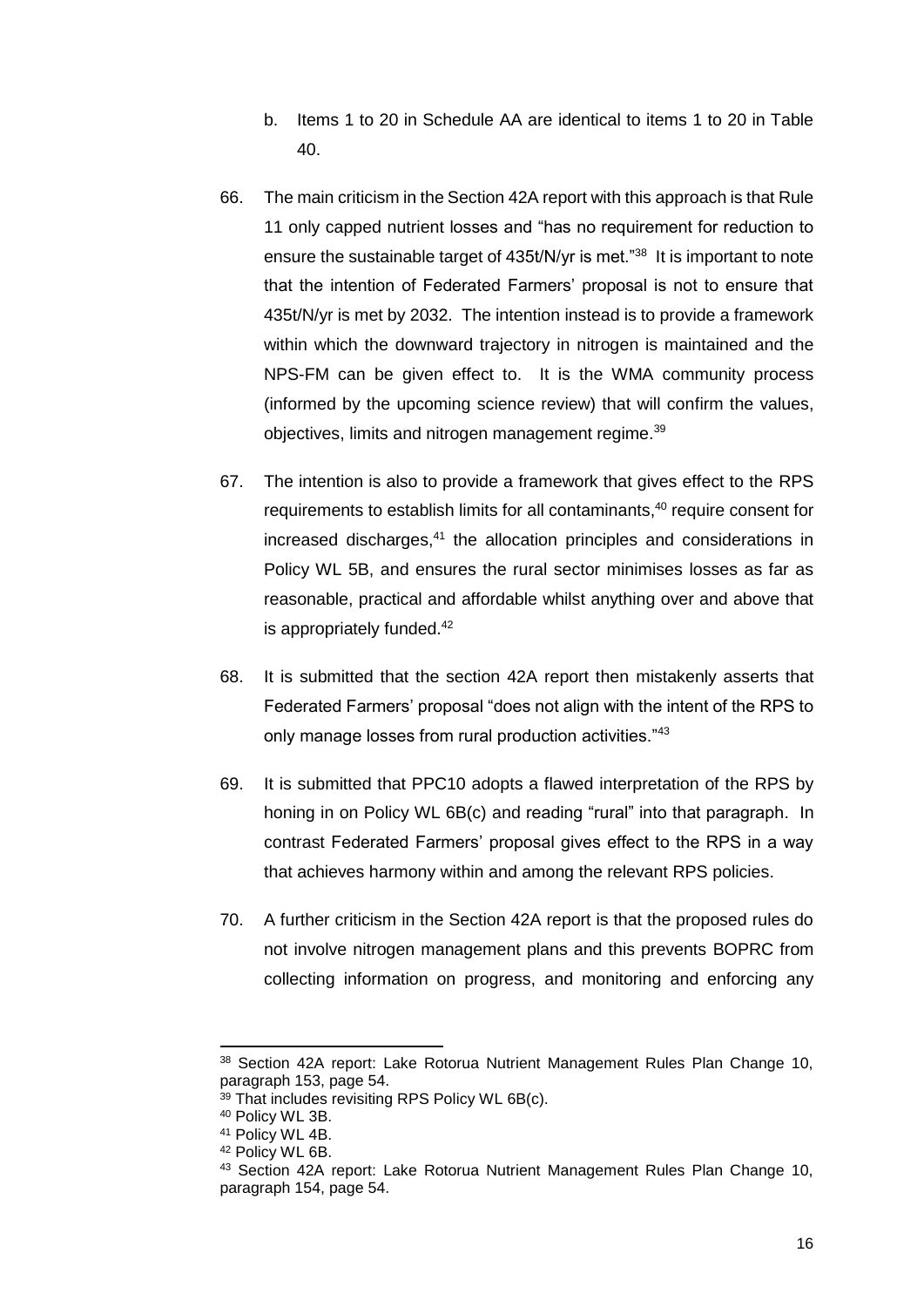b. Items 1 to 20 in Schedule AA are identical to items 1 to 20 in Table 40.

66. The main criticism in the Section 42A report with this approach is that Rule 11 only capped nutrient losses and "has no requirement for reduction to ensure the sustainable target of 435t/N/yr is met."[38] It is important to note that the intention of Federated Farmers' proposal is not to ensure that 435t/N/yr is met by 2032. The intention instead is to provide a framework within which the downward trajectory in nitrogen is maintained and the NPS-FM can be given effect to. It is the WMA community process (informed by the upcoming science review) that will confirm the values, objectives, limits and nitrogen management regime.[39]

67. The intention is also to provide a framework that gives effect to the RPS requirements to establish limits for all contaminants,[40] require consent for increased discharges,[41] the allocation principles and considerations in Policy WL 5B, and ensures the rural sector minimises losses as far as reasonable, practical and affordable whilst anything over and above that is appropriately funded.[42]

68. It is submitted that the section 42A report then mistakenly asserts that Federated Farmers' proposal "does not align with the intent of the RPS to only manage losses from rural production activities."[43]

69. It is submitted that PPC10 adopts a flawed interpretation of the RPS by honing in on Policy WL 6B(c) and reading "rural" into that paragraph. In contrast Federated Farmers' proposal gives effect to the RPS in a way that achieves harmony within and among the relevant RPS policies.

70. A further criticism in the Section 42A report is that the proposed rules do not involve nitrogen management plans and this prevents BOPRC from collecting information on progress, and monitoring and enforcing any

---

[38] Section 42A report: Lake Rotorua Nutrient Management Rules Plan Change 10, paragraph 153, page 54.

[39] That includes revisiting RPS Policy WL 6B(c).

[40] Policy WL 3B.

[41] Policy WL 4B.

[42] Policy WL 6B.

[43] Section 42A report: Lake Rotorua Nutrient Management Rules Plan Change 10, paragraph 154, page 54.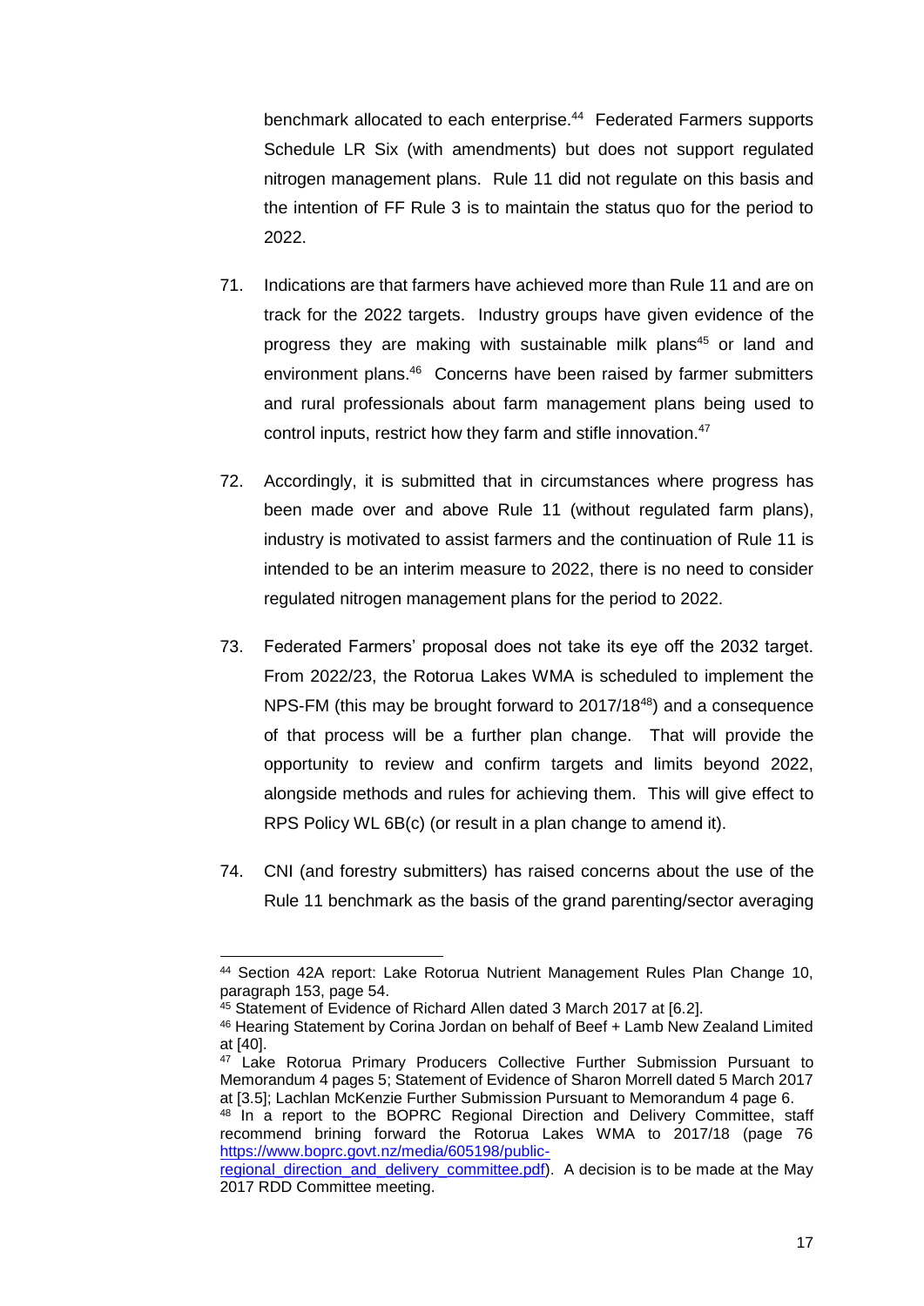benchmark allocated to each enterprise.[44] Federated Farmers supports Schedule LR Six (with amendments) but does not support regulated nitrogen management plans. Rule 11 did not regulate on this basis and the intention of FF Rule 3 is to maintain the status quo for the period to 2022.

71. Indications are that farmers have achieved more than Rule 11 and are on track for the 2022 targets. Industry groups have given evidence of the progress they are making with sustainable milk plans[45] or land and environment plans.[46] Concerns have been raised by farmer submitters and rural professionals about farm management plans being used to control inputs, restrict how they farm and stifle innovation.[47]

72. Accordingly, it is submitted that in circumstances where progress has been made over and above Rule 11 (without regulated farm plans), industry is motivated to assist farmers and the continuation of Rule 11 is intended to be an interim measure to 2022, there is no need to consider regulated nitrogen management plans for the period to 2022.

73. Federated Farmers' proposal does not take its eye off the 2032 target. From 2022/23, the Rotorua Lakes WMA is scheduled to implement the NPS-FM (this may be brought forward to 2017/18[48]) and a consequence of that process will be a further plan change. That will provide the opportunity to review and confirm targets and limits beyond 2022, alongside methods and rules for achieving them. This will give effect to RPS Policy WL 6B(c) (or result in a plan change to amend it).

74. CNI (and forestry submitters) has raised concerns about the use of the Rule 11 benchmark as the basis of the grand parenting/sector averaging

---

[44] Section 42A report: Lake Rotorua Nutrient Management Rules Plan Change 10, paragraph 153, page 54.

[45] Statement of Evidence of Richard Allen dated 3 March 2017 at [6.2].

[46] Hearing Statement by Corina Jordan on behalf of Beef + Lamb New Zealand Limited at [40].

[47] Lake Rotorua Primary Producers Collective Further Submission Pursuant to Memorandum 4 pages 5; Statement of Evidence of Sharon Morrell dated 5 March 2017 at [3.5]; Lachlan McKenzie Further Submission Pursuant to Memorandum 4 page 6.

[48] In a report to the BOPRC Regional Direction and Delivery Committee, staff recommend brining forward the Rotorua Lakes WMA to 2017/18 (page 76 https://www.boprc.govt.nz/media/605198/public-regional_direction_and_delivery_committee.pdf). A decision is to be made at the May 2017 RDD Committee meeting.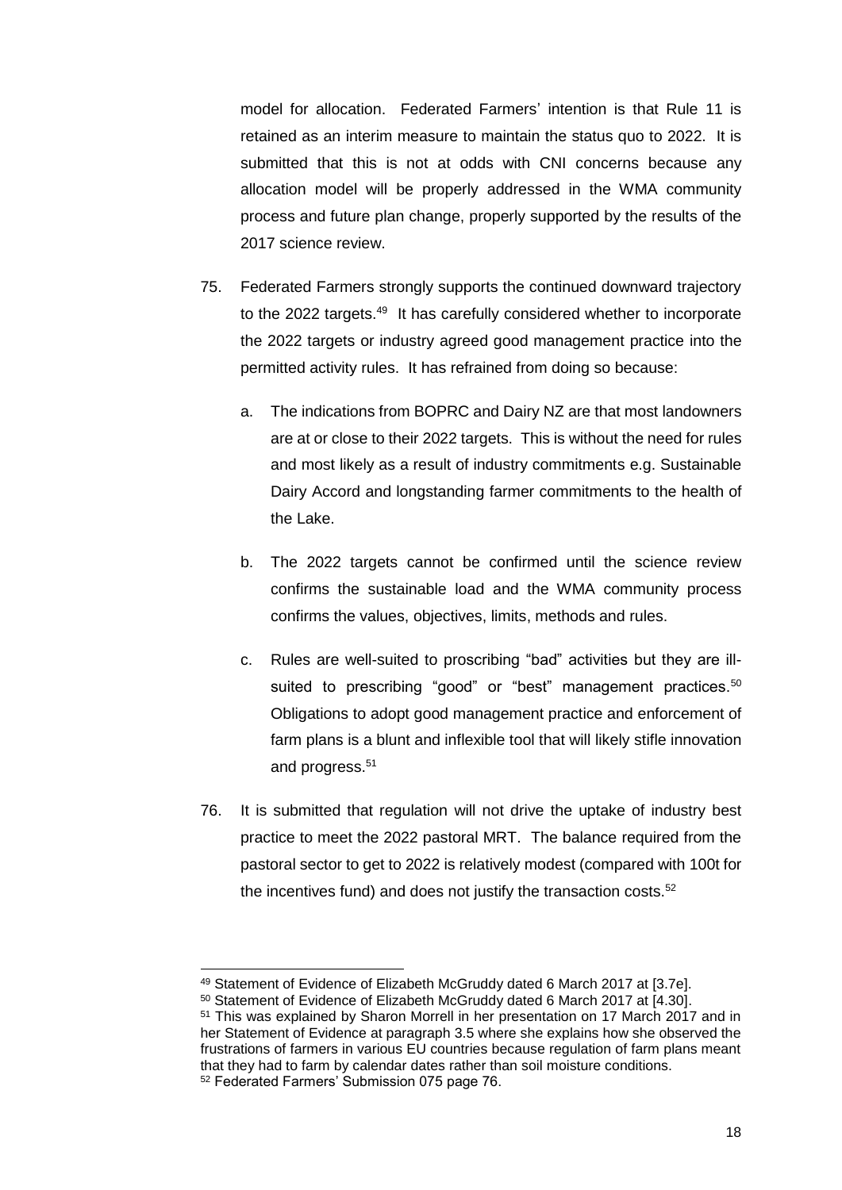model for allocation. Federated Farmers' intention is that Rule 11 is retained as an interim measure to maintain the status quo to 2022. It is submitted that this is not at odds with CNI concerns because any allocation model will be properly addressed in the WMA community process and future plan change, properly supported by the results of the 2017 science review.

75. Federated Farmers strongly supports the continued downward trajectory to the 2022 targets.[49] It has carefully considered whether to incorporate the 2022 targets or industry agreed good management practice into the permitted activity rules. It has refrained from doing so because:

    a. The indications from BOPRC and Dairy NZ are that most landowners are at or close to their 2022 targets. This is without the need for rules and most likely as a result of industry commitments e.g. Sustainable Dairy Accord and longstanding farmer commitments to the health of the Lake.

    b. The 2022 targets cannot be confirmed until the science review confirms the sustainable load and the WMA community process confirms the values, objectives, limits, methods and rules.

    c. Rules are well-suited to proscribing "bad" activities but they are ill-suited to prescribing "good" or "best" management practices.[50] Obligations to adopt good management practice and enforcement of farm plans is a blunt and inflexible tool that will likely stifle innovation and progress.[51]

76. It is submitted that regulation will not drive the uptake of industry best practice to meet the 2022 pastoral MRT. The balance required from the pastoral sector to get to 2022 is relatively modest (compared with 100t for the incentives fund) and does not justify the transaction costs.[52]

---

[49] Statement of Evidence of Elizabeth McGruddy dated 6 March 2017 at [3.7e].

[50] Statement of Evidence of Elizabeth McGruddy dated 6 March 2017 at [4.30].

[51] This was explained by Sharon Morrell in her presentation on 17 March 2017 and in her Statement of Evidence at paragraph 3.5 where she explains how she observed the frustrations of farmers in various EU countries because regulation of farm plans meant that they had to farm by calendar dates rather than soil moisture conditions.

[52] Federated Farmers' Submission 075 page 76.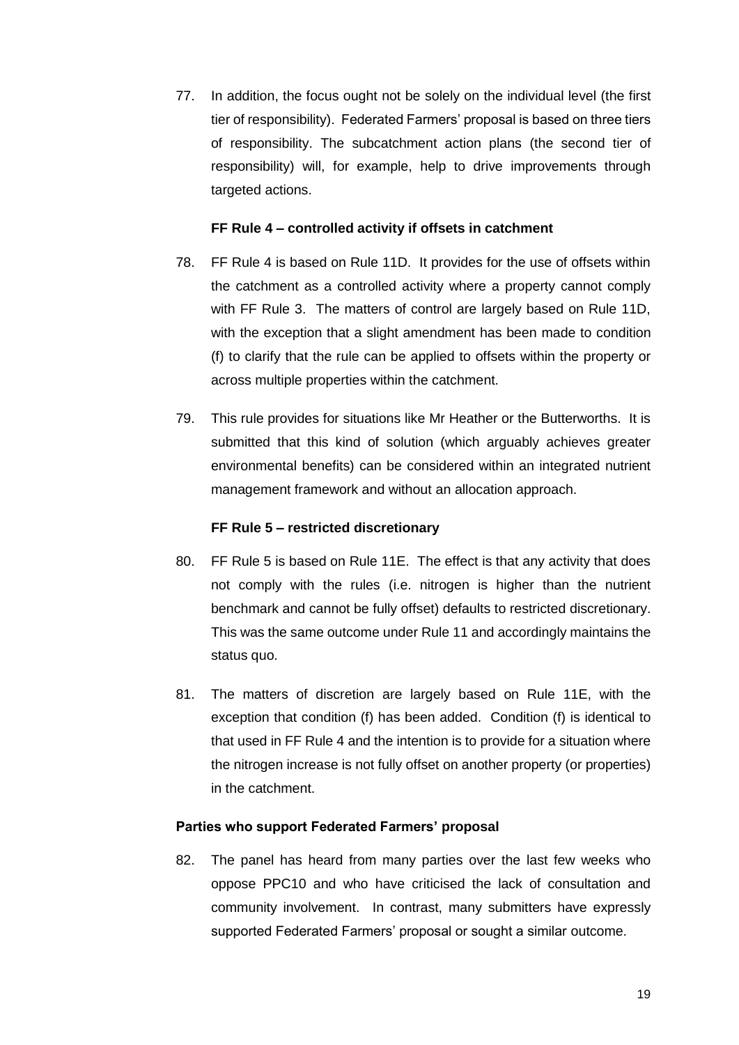77. In addition, the focus ought not be solely on the individual level (the first tier of responsibility). Federated Farmers' proposal is based on three tiers of responsibility. The subcatchment action plans (the second tier of responsibility) will, for example, help to drive improvements through targeted actions.

#### FF Rule 4 – controlled activity if offsets in catchment

78. FF Rule 4 is based on Rule 11D. It provides for the use of offsets within the catchment as a controlled activity where a property cannot comply with FF Rule 3. The matters of control are largely based on Rule 11D, with the exception that a slight amendment has been made to condition (f) to clarify that the rule can be applied to offsets within the property or across multiple properties within the catchment.

79. This rule provides for situations like Mr Heather or the Butterworths. It is submitted that this kind of solution (which arguably achieves greater environmental benefits) can be considered within an integrated nutrient management framework and without an allocation approach.

#### FF Rule 5 – restricted discretionary

80. FF Rule 5 is based on Rule 11E. The effect is that any activity that does not comply with the rules (i.e. nitrogen is higher than the nutrient benchmark and cannot be fully offset) defaults to restricted discretionary. This was the same outcome under Rule 11 and accordingly maintains the status quo.

81. The matters of discretion are largely based on Rule 11E, with the exception that condition (f) has been added. Condition (f) is identical to that used in FF Rule 4 and the intention is to provide for a situation where the nitrogen increase is not fully offset on another property (or properties) in the catchment.

### Parties who support Federated Farmers' proposal

82. The panel has heard from many parties over the last few weeks who oppose PPC10 and who have criticised the lack of consultation and community involvement. In contrast, many submitters have expressly supported Federated Farmers' proposal or sought a similar outcome.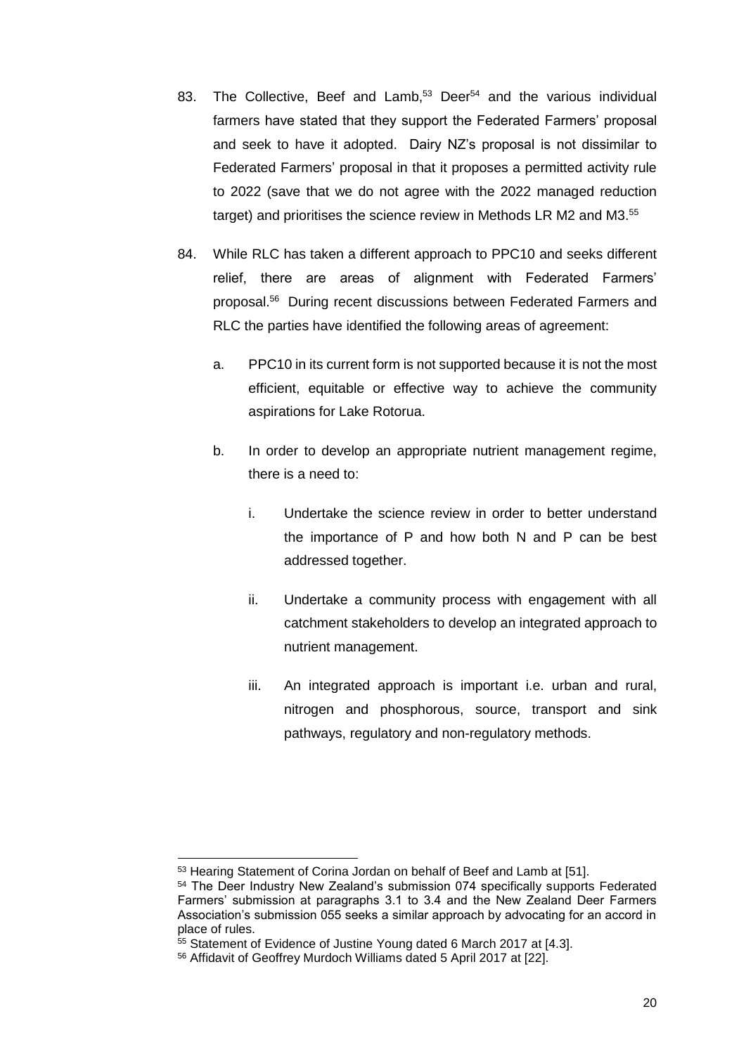83. The Collective, Beef and Lamb,[53] Deer[54] and the various individual farmers have stated that they support the Federated Farmers' proposal and seek to have it adopted. Dairy NZ's proposal is not dissimilar to Federated Farmers' proposal in that it proposes a permitted activity rule to 2022 (save that we do not agree with the 2022 managed reduction target) and prioritises the science review in Methods LR M2 and M3.[55]

84. While RLC has taken a different approach to PPC10 and seeks different relief, there are areas of alignment with Federated Farmers' proposal.[56] During recent discussions between Federated Farmers and RLC the parties have identified the following areas of agreement:

    a. PPC10 in its current form is not supported because it is not the most efficient, equitable or effective way to achieve the community aspirations for Lake Rotorua.

    b. In order to develop an appropriate nutrient management regime, there is a need to:

        i. Undertake the science review in order to better understand the importance of P and how both N and P can be best addressed together.

        ii. Undertake a community process with engagement with all catchment stakeholders to develop an integrated approach to nutrient management.

        iii. An integrated approach is important i.e. urban and rural, nitrogen and phosphorous, source, transport and sink pathways, regulatory and non-regulatory methods.

---

[53] Hearing Statement of Corina Jordan on behalf of Beef and Lamb at [51].

[54] The Deer Industry New Zealand's submission 074 specifically supports Federated Farmers' submission at paragraphs 3.1 to 3.4 and the New Zealand Deer Farmers Association's submission 055 seeks a similar approach by advocating for an accord in place of rules.

[55] Statement of Evidence of Justine Young dated 6 March 2017 at [4.3].

[56] Affidavit of Geoffrey Murdoch Williams dated 5 April 2017 at [22].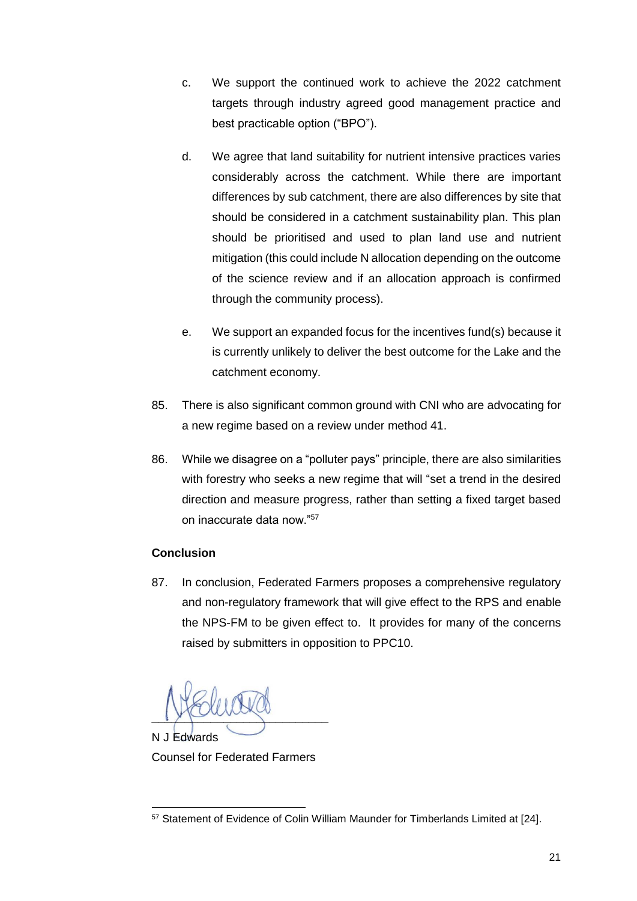c. We support the continued work to achieve the 2022 catchment targets through industry agreed good management practice and best practicable option ("BPO").

d. We agree that land suitability for nutrient intensive practices varies considerably across the catchment. While there are important differences by sub catchment, there are also differences by site that should be considered in a catchment sustainability plan. This plan should be prioritised and used to plan land use and nutrient mitigation (this could include N allocation depending on the outcome of the science review and if an allocation approach is confirmed through the community process).

e. We support an expanded focus for the incentives fund(s) because it is currently unlikely to deliver the best outcome for the Lake and the catchment economy.

85. There is also significant common ground with CNI who are advocating for a new regime based on a review under method 41.

86. While we disagree on a "polluter pays" principle, there are also similarities with forestry who seeks a new regime that will "set a trend in the desired direction and measure progress, rather than setting a fixed target based on inaccurate data now."[57]

**Conclusion**

87. In conclusion, Federated Farmers proposes a comprehensive regulatory and non-regulatory framework that will give effect to the RPS and enable the NPS-FM to be given effect to. It provides for many of the concerns raised by submitters in opposition to PPC10.

N J Edwards
Counsel for Federated Farmers

---

[57] Statement of Evidence of Colin William Maunder for Timberlands Limited at [24].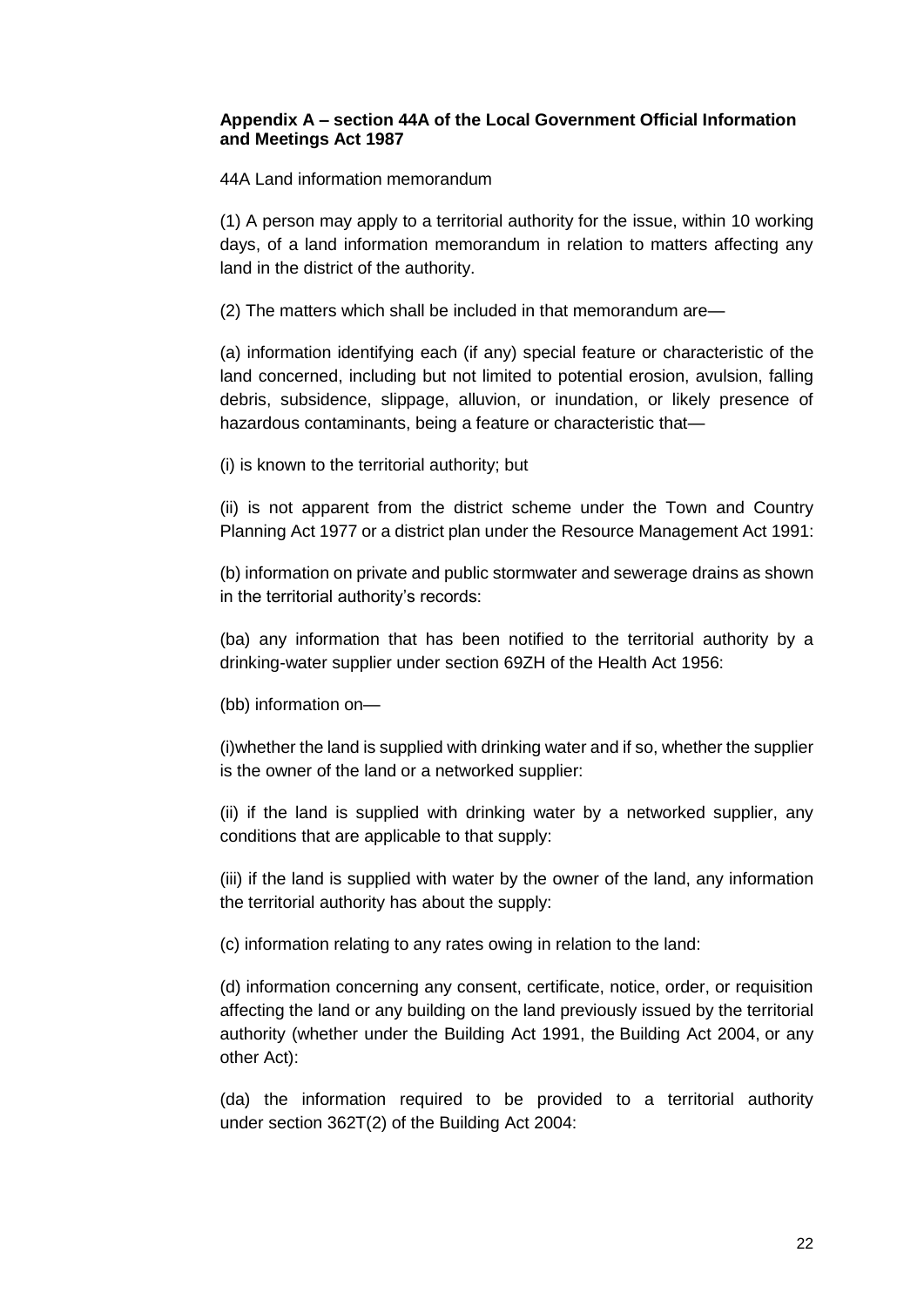**Appendix A – section 44A of the Local Government Official Information and Meetings Act 1987**

44A Land information memorandum

(1) A person may apply to a territorial authority for the issue, within 10 working days, of a land information memorandum in relation to matters affecting any land in the district of the authority.

(2) The matters which shall be included in that memorandum are—

(a) information identifying each (if any) special feature or characteristic of the land concerned, including but not limited to potential erosion, avulsion, falling debris, subsidence, slippage, alluvion, or inundation, or likely presence of hazardous contaminants, being a feature or characteristic that—

(i) is known to the territorial authority; but

(ii) is not apparent from the district scheme under the Town and Country Planning Act 1977 or a district plan under the Resource Management Act 1991:

(b) information on private and public stormwater and sewerage drains as shown in the territorial authority's records:

(ba) any information that has been notified to the territorial authority by a drinking-water supplier under section 69ZH of the Health Act 1956:

(bb) information on—

(i)whether the land is supplied with drinking water and if so, whether the supplier is the owner of the land or a networked supplier:

(ii) if the land is supplied with drinking water by a networked supplier, any conditions that are applicable to that supply:

(iii) if the land is supplied with water by the owner of the land, any information the territorial authority has about the supply:

(c) information relating to any rates owing in relation to the land:

(d) information concerning any consent, certificate, notice, order, or requisition affecting the land or any building on the land previously issued by the territorial authority (whether under the Building Act 1991, the Building Act 2004, or any other Act):

(da) the information required to be provided to a territorial authority under section 362T(2) of the Building Act 2004: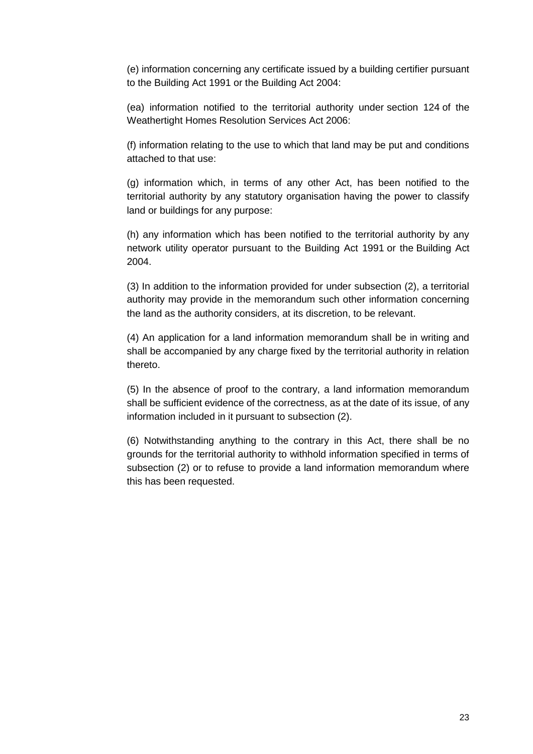(e) information concerning any certificate issued by a building certifier pursuant to the Building Act 1991 or the Building Act 2004:

(ea) information notified to the territorial authority under section 124 of the Weathertight Homes Resolution Services Act 2006:

(f) information relating to the use to which that land may be put and conditions attached to that use:

(g) information which, in terms of any other Act, has been notified to the territorial authority by any statutory organisation having the power to classify land or buildings for any purpose:

(h) any information which has been notified to the territorial authority by any network utility operator pursuant to the Building Act 1991 or the Building Act 2004.

(3) In addition to the information provided for under subsection (2), a territorial authority may provide in the memorandum such other information concerning the land as the authority considers, at its discretion, to be relevant.

(4) An application for a land information memorandum shall be in writing and shall be accompanied by any charge fixed by the territorial authority in relation thereto.

(5) In the absence of proof to the contrary, a land information memorandum shall be sufficient evidence of the correctness, as at the date of its issue, of any information included in it pursuant to subsection (2).

(6) Notwithstanding anything to the contrary in this Act, there shall be no grounds for the territorial authority to withhold information specified in terms of subsection (2) or to refuse to provide a land information memorandum where this has been requested.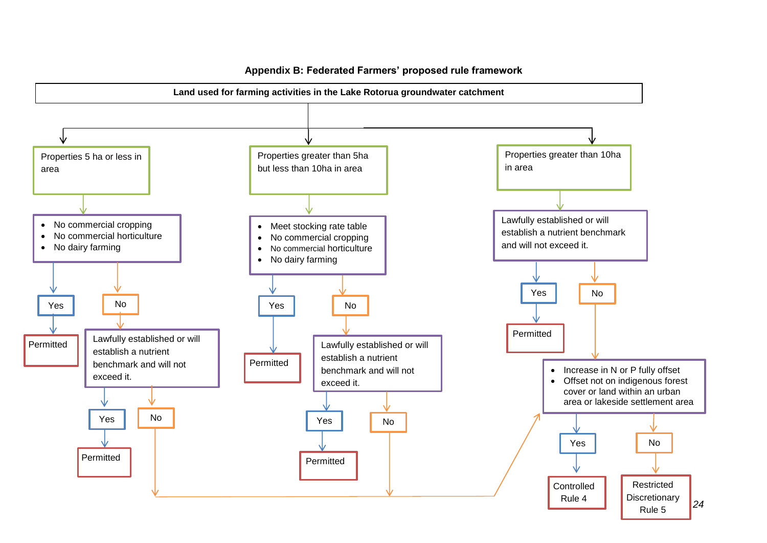**Appendix B: Federated Farmers' proposed rule framework**

Land used for farming activities in the Lake Rotorua groundwater catchment

Properties 5 ha or less in area

- No commercial cropping
- No commercial horticulture
- No dairy farming

Yes

Permitted

No

Lawfully established or will establish a nutrient benchmark and will not exceed it.

Yes

Permitted

No

Properties greater than 5ha but less than 10ha in area

- Meet stocking rate table
- No commercial cropping
- No commercial horticulture
- No dairy farming

Yes

Permitted

No

Lawfully established or will establish a nutrient benchmark and will not exceed it.

Yes

Permitted

No

Properties greater than 10ha in area

Lawfully established or will establish a nutrient benchmark and will not exceed it.

Yes

Permitted

No

- Increase in N or P fully offset
- Offset not on indigenous forest cover or land within an urban area or lakeside settlement area

Yes

Controlled Rule 4

No

Restricted Discretionary Rule 5